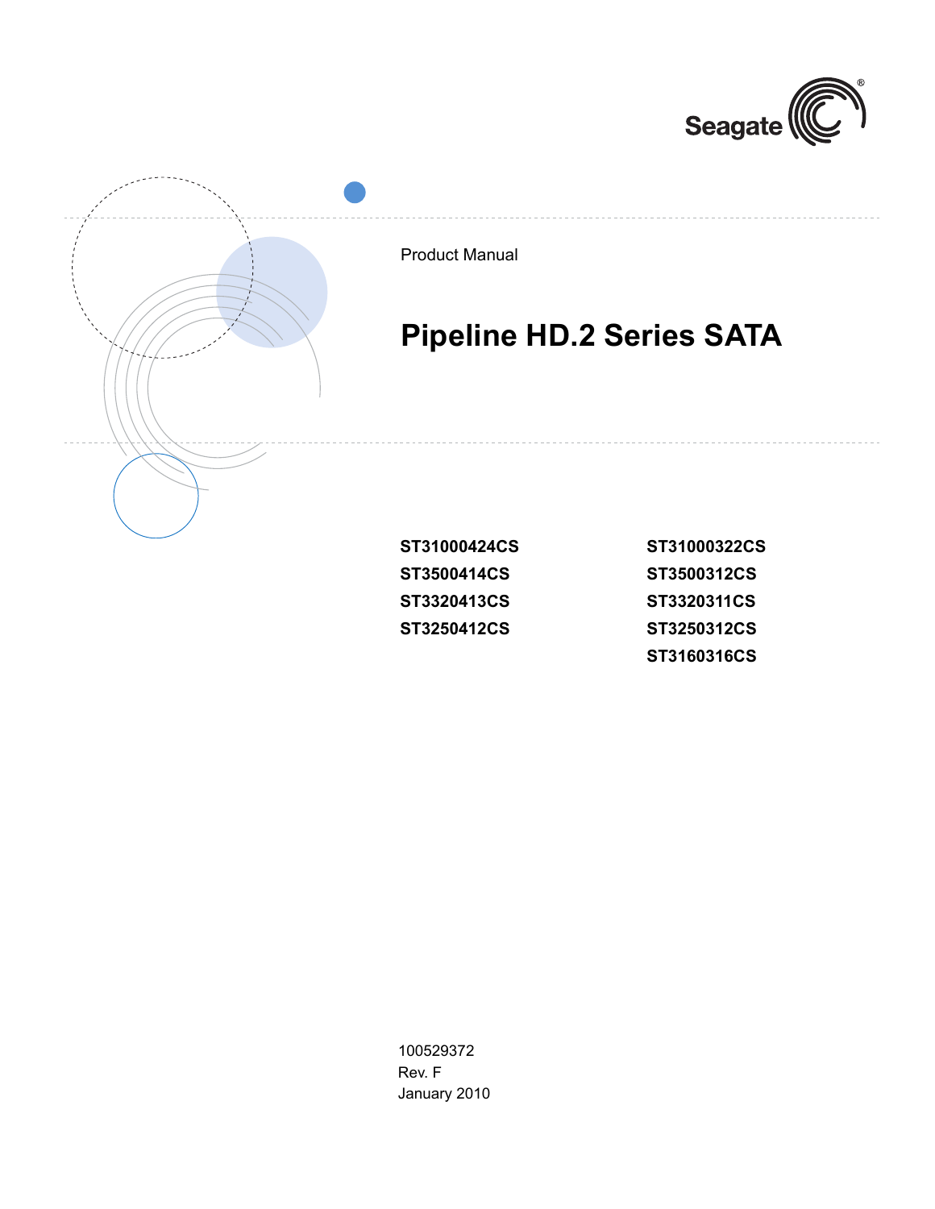Seagate

Product Manual

# Pipeline HD.2 Series SATA

**ST31000424CS**
**ST3500414CS**
**ST3320413CS**
**ST3250412CS**

**ST31000322CS**
**ST3500312CS**
**ST3320311CS**
**ST3250312CS**
**ST3160316CS**

100529372
Rev. F
January 2010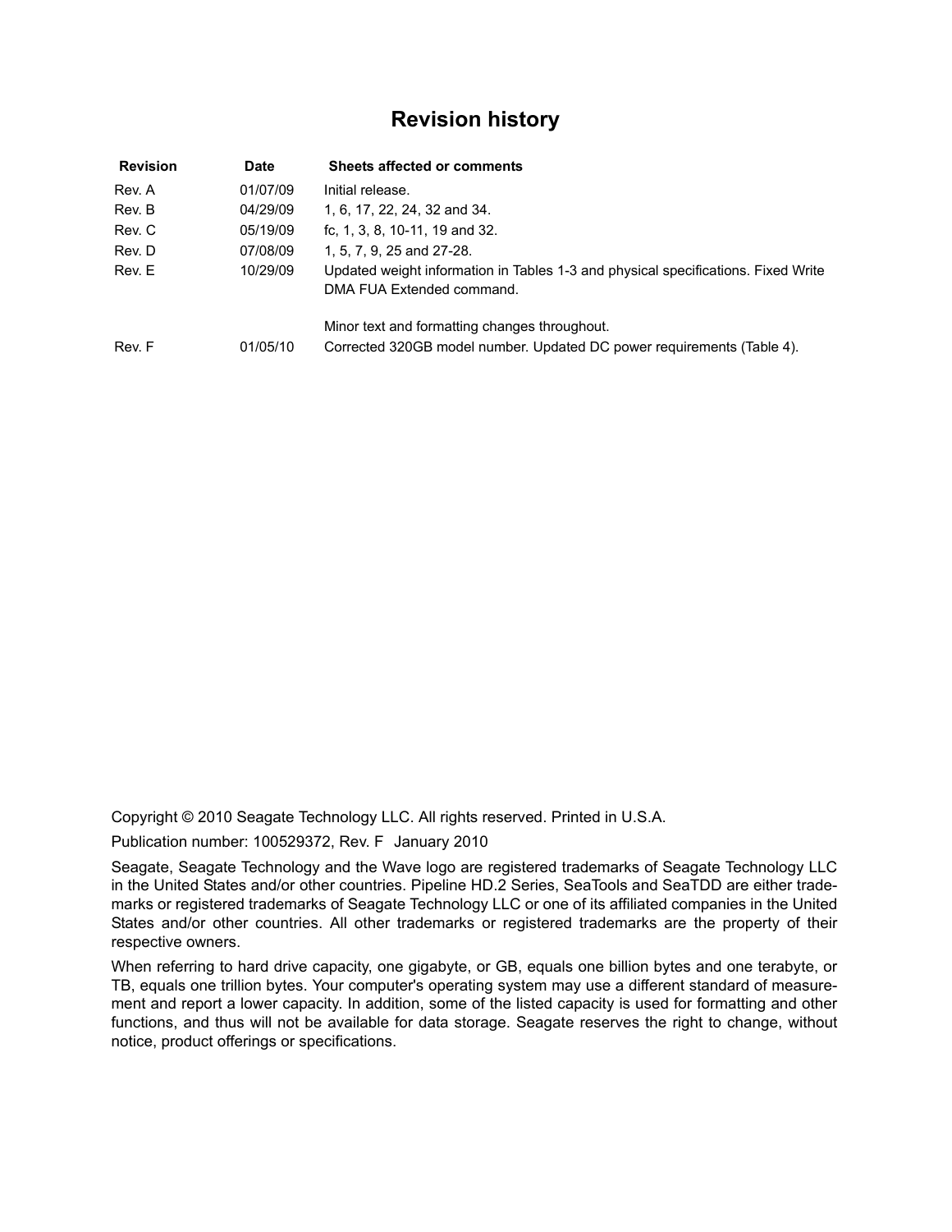# Revision history

| Revision | Date | Sheets affected or comments |
| --- | --- | --- |
| Rev. A | 01/07/09 | Initial release. |
| Rev. B | 04/29/09 | 1, 6, 17, 22, 24, 32 and 34. |
| Rev. C | 05/19/09 | fc, 1, 3, 8, 10-11, 19 and 32. |
| Rev. D | 07/08/09 | 1, 5, 7, 9, 25 and 27-28. |
| Rev. E | 10/29/09 | Updated weight information in Tables 1-3 and physical specifications. Fixed Write DMA FUA Extended command.<br><br>Minor text and formatting changes throughout. |
| Rev. F | 01/05/10 | Corrected 320GB model number. Updated DC power requirements (Table 4). |

Copyright © 2010 Seagate Technology LLC. All rights reserved. Printed in U.S.A.

Publication number: 100529372, Rev. F January 2010

Seagate, Seagate Technology and the Wave logo are registered trademarks of Seagate Technology LLC in the United States and/or other countries. Pipeline HD.2 Series, SeaTools and SeaTDD are either trademarks or registered trademarks of Seagate Technology LLC or one of its affiliated companies in the United States and/or other countries. All other trademarks or registered trademarks are the property of their respective owners.

When referring to hard drive capacity, one gigabyte, or GB, equals one billion bytes and one terabyte, or TB, equals one trillion bytes. Your computer's operating system may use a different standard of measurement and report a lower capacity. In addition, some of the listed capacity is used for formatting and other functions, and thus will not be available for data storage. Seagate reserves the right to change, without notice, product offerings or specifications.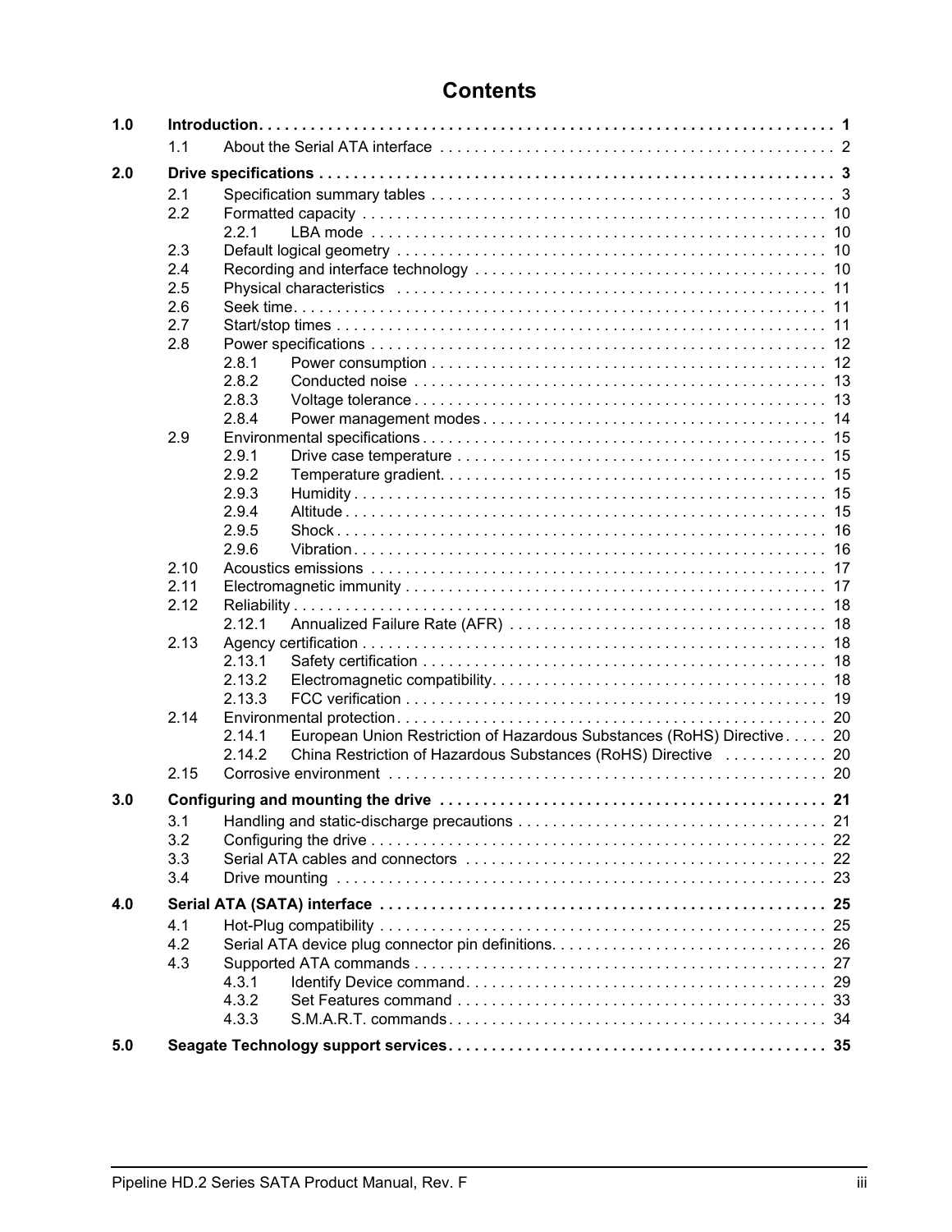# Contents

| | | | |
|---|---|---|---|
| **1.0** | **Introduction** | | **1** |
| | 1.1 | About the Serial ATA interface | 2 |
| **2.0** | **Drive specifications** | | **3** |
| | 2.1 | Specification summary tables | 3 |
| | 2.2 | Formatted capacity | 10 |
| | | 2.2.1 LBA mode | 10 |
| | 2.3 | Default logical geometry | 10 |
| | 2.4 | Recording and interface technology | 10 |
| | 2.5 | Physical characteristics | 11 |
| | 2.6 | Seek time | 11 |
| | 2.7 | Start/stop times | 11 |
| | 2.8 | Power specifications | 12 |
| | | 2.8.1 Power consumption | 12 |
| | | 2.8.2 Conducted noise | 13 |
| | | 2.8.3 Voltage tolerance | 13 |
| | | 2.8.4 Power management modes | 14 |
| | 2.9 | Environmental specifications | 15 |
| | | 2.9.1 Drive case temperature | 15 |
| | | 2.9.2 Temperature gradient | 15 |
| | | 2.9.3 Humidity | 15 |
| | | 2.9.4 Altitude | 15 |
| | | 2.9.5 Shock | 16 |
| | | 2.9.6 Vibration | 16 |
| | 2.10 | Acoustics emissions | 17 |
| | 2.11 | Electromagnetic immunity | 17 |
| | 2.12 | Reliability | 18 |
| | | 2.12.1 Annualized Failure Rate (AFR) | 18 |
| | 2.13 | Agency certification | 18 |
| | | 2.13.1 Safety certification | 18 |
| | | 2.13.2 Electromagnetic compatibility | 18 |
| | | 2.13.3 FCC verification | 19 |
| | 2.14 | Environmental protection | 20 |
| | | 2.14.1 European Union Restriction of Hazardous Substances (RoHS) Directive | 20 |
| | | 2.14.2 China Restriction of Hazardous Substances (RoHS) Directive | 20 |
| | 2.15 | Corrosive environment | 20 |
| **3.0** | **Configuring and mounting the drive** | | **21** |
| | 3.1 | Handling and static-discharge precautions | 21 |
| | 3.2 | Configuring the drive | 22 |
| | 3.3 | Serial ATA cables and connectors | 22 |
| | 3.4 | Drive mounting | 23 |
| **4.0** | **Serial ATA (SATA) interface** | | **25** |
| | 4.1 | Hot-Plug compatibility | 25 |
| | 4.2 | Serial ATA device plug connector pin definitions | 26 |
| | 4.3 | Supported ATA commands | 27 |
| | | 4.3.1 Identify Device command | 29 |
| | | 4.3.2 Set Features command | 33 |
| | | 4.3.3 S.M.A.R.T. commands | 34 |
| **5.0** | **Seagate Technology support services** | | **35** |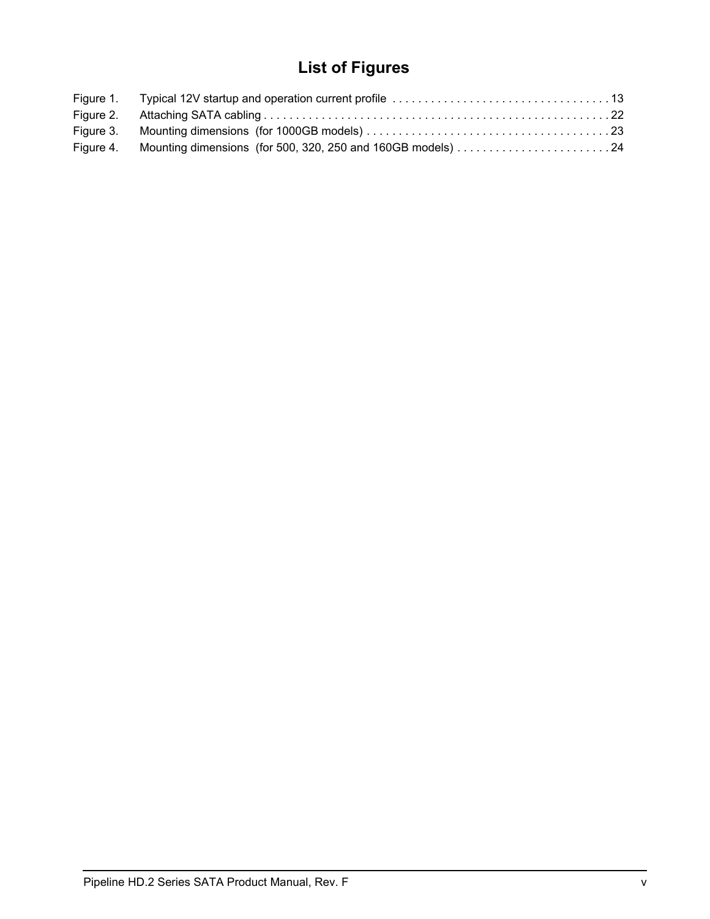# List of Figures

Figure 1. Typical 12V startup and operation current profile . . . . . . . . . . . . . . . . . . . . . . . . . . . . . . . . . . 13
Figure 2. Attaching SATA cabling . . . . . . . . . . . . . . . . . . . . . . . . . . . . . . . . . . . . . . . . . . . . . . . . . . . . . 22
Figure 3. Mounting dimensions (for 1000GB models) . . . . . . . . . . . . . . . . . . . . . . . . . . . . . . . . . . . . . 23
Figure 4. Mounting dimensions (for 500, 320, 250 and 160GB models) . . . . . . . . . . . . . . . . . . . . . . . . 24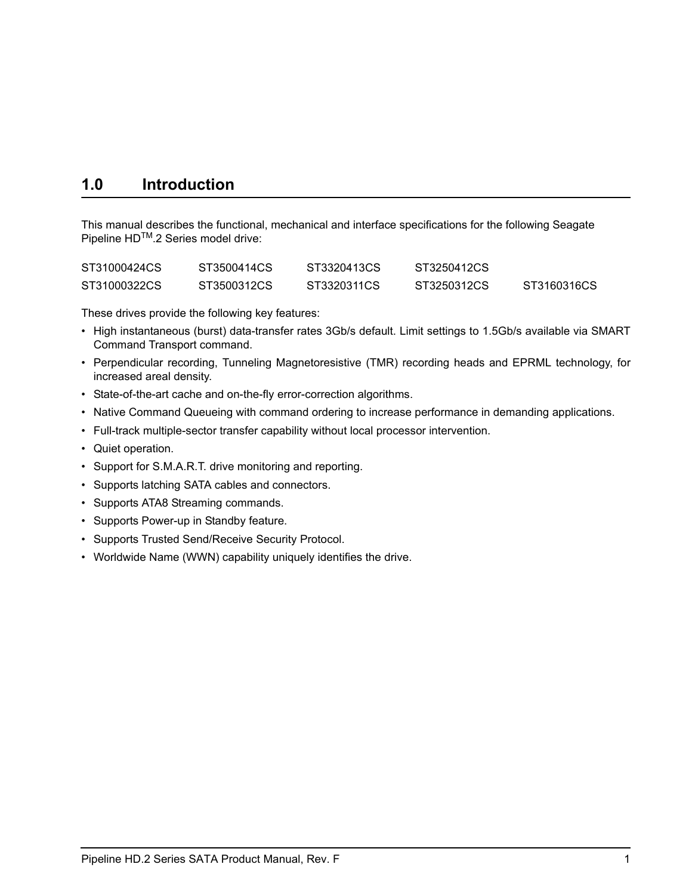# 1.0 Introduction

This manual describes the functional, mechanical and interface specifications for the following Seagate Pipeline HD™.2 Series model drive:

| | | | | |
|---|---|---|---|---|
| ST31000424CS | ST3500414CS | ST3320413CS | ST3250412CS | |
| ST31000322CS | ST3500312CS | ST3320311CS | ST3250312CS | ST3160316CS |

These drives provide the following key features:

- High instantaneous (burst) data-transfer rates 3Gb/s default. Limit settings to 1.5Gb/s available via SMART Command Transport command.
- Perpendicular recording, Tunneling Magnetoresistive (TMR) recording heads and EPRML technology, for increased areal density.
- State-of-the-art cache and on-the-fly error-correction algorithms.
- Native Command Queueing with command ordering to increase performance in demanding applications.
- Full-track multiple-sector transfer capability without local processor intervention.
- Quiet operation.
- Support for S.M.A.R.T. drive monitoring and reporting.
- Supports latching SATA cables and connectors.
- Supports ATA8 Streaming commands.
- Supports Power-up in Standby feature.
- Supports Trusted Send/Receive Security Protocol.
- Worldwide Name (WWN) capability uniquely identifies the drive.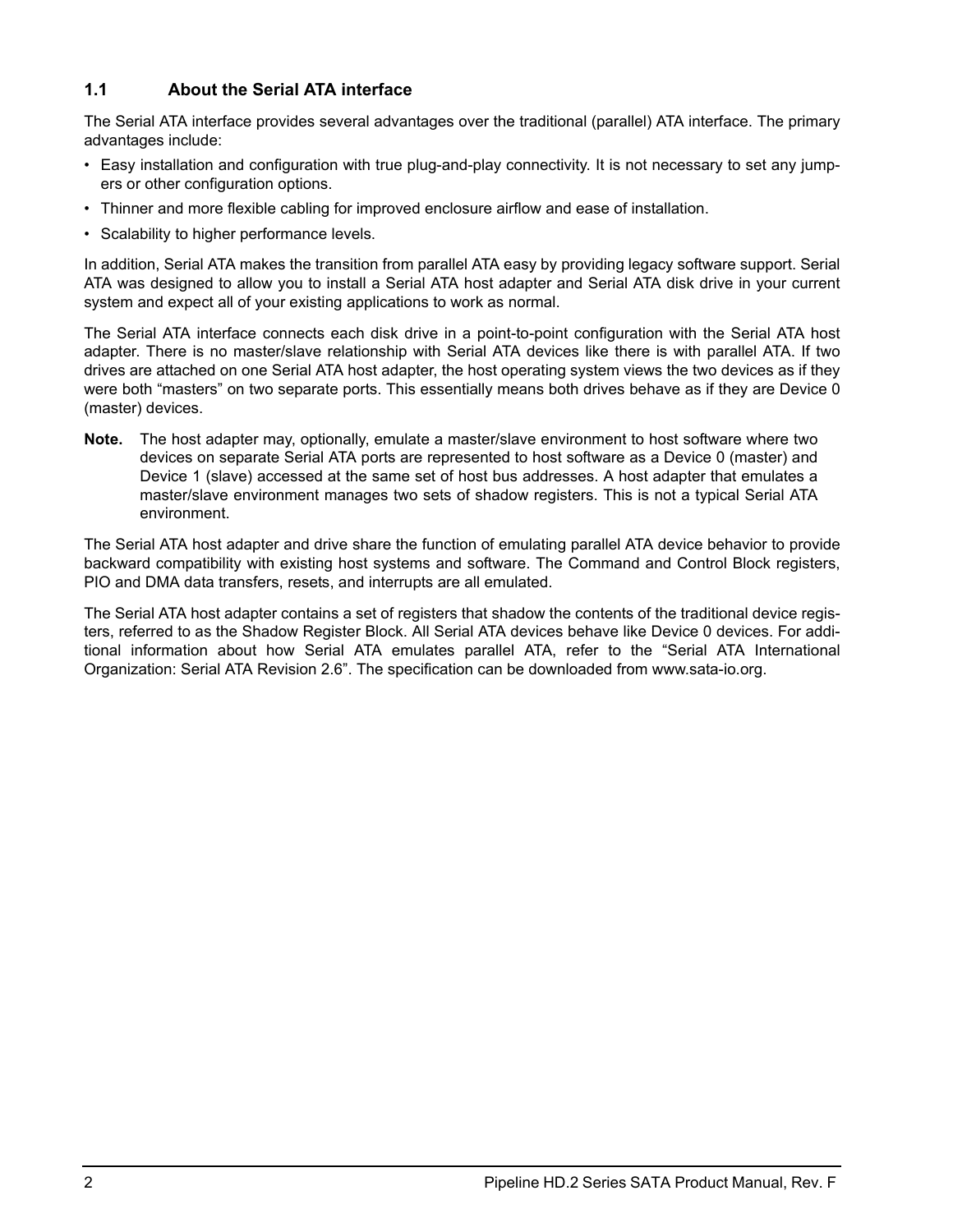## 1.1 About the Serial ATA interface

The Serial ATA interface provides several advantages over the traditional (parallel) ATA interface. The primary advantages include:

- Easy installation and configuration with true plug-and-play connectivity. It is not necessary to set any jumpers or other configuration options.
- Thinner and more flexible cabling for improved enclosure airflow and ease of installation.
- Scalability to higher performance levels.

In addition, Serial ATA makes the transition from parallel ATA easy by providing legacy software support. Serial ATA was designed to allow you to install a Serial ATA host adapter and Serial ATA disk drive in your current system and expect all of your existing applications to work as normal.

The Serial ATA interface connects each disk drive in a point-to-point configuration with the Serial ATA host adapter. There is no master/slave relationship with Serial ATA devices like there is with parallel ATA. If two drives are attached on one Serial ATA host adapter, the host operating system views the two devices as if they were both "masters" on two separate ports. This essentially means both drives behave as if they are Device 0 (master) devices.

**Note.** The host adapter may, optionally, emulate a master/slave environment to host software where two devices on separate Serial ATA ports are represented to host software as a Device 0 (master) and Device 1 (slave) accessed at the same set of host bus addresses. A host adapter that emulates a master/slave environment manages two sets of shadow registers. This is not a typical Serial ATA environment.

The Serial ATA host adapter and drive share the function of emulating parallel ATA device behavior to provide backward compatibility with existing host systems and software. The Command and Control Block registers, PIO and DMA data transfers, resets, and interrupts are all emulated.

The Serial ATA host adapter contains a set of registers that shadow the contents of the traditional device registers, referred to as the Shadow Register Block. All Serial ATA devices behave like Device 0 devices. For additional information about how Serial ATA emulates parallel ATA, refer to the "Serial ATA International Organization: Serial ATA Revision 2.6". The specification can be downloaded from www.sata-io.org.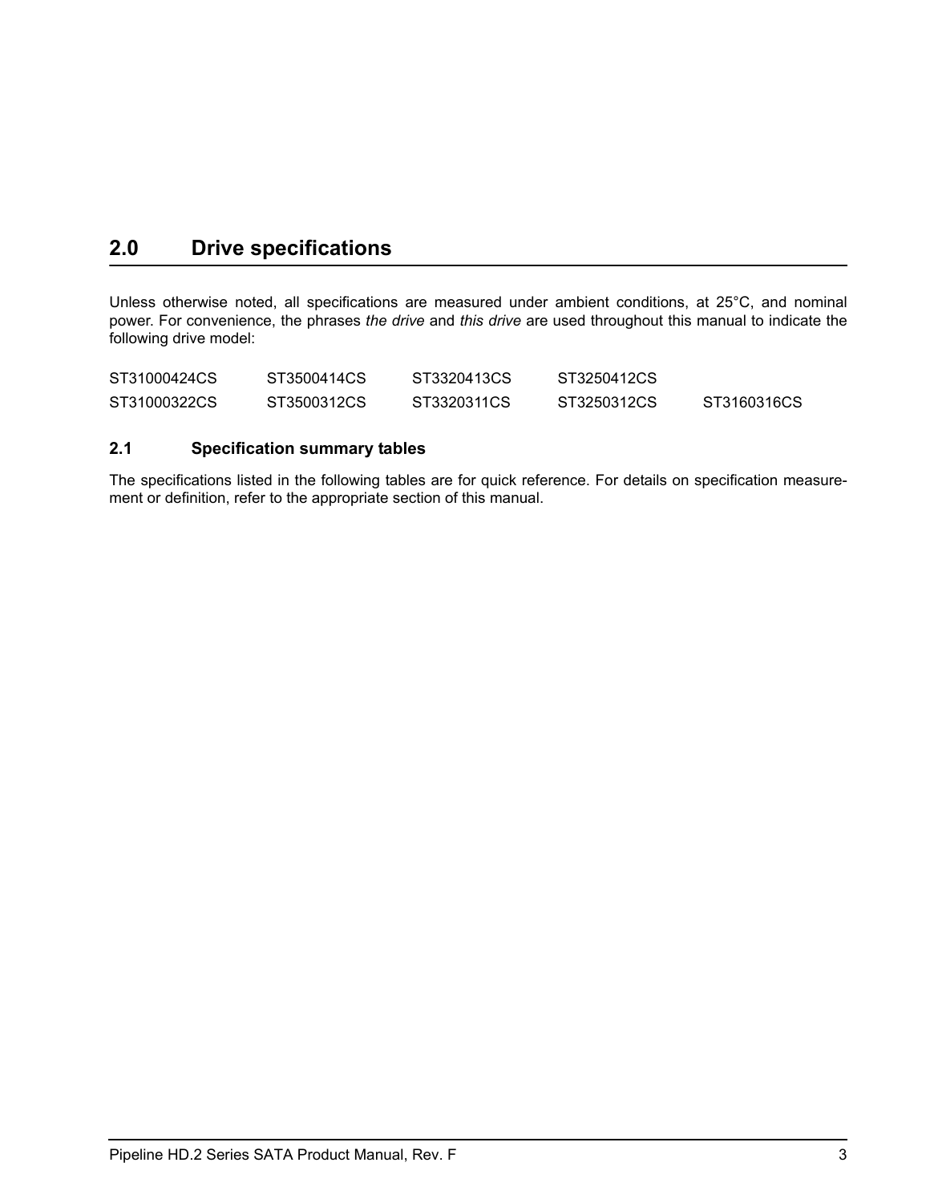# 2.0 Drive specifications

Unless otherwise noted, all specifications are measured under ambient conditions, at 25°C, and nominal power. For convenience, the phrases *the drive* and *this drive* are used throughout this manual to indicate the following drive model:

| | | | | |
|---|---|---|---|---|
| ST31000424CS | ST3500414CS | ST3320413CS | ST3250412CS | |
| ST31000322CS | ST3500312CS | ST3320311CS | ST3250312CS | ST3160316CS |

## 2.1 Specification summary tables

The specifications listed in the following tables are for quick reference. For details on specification measurement or definition, refer to the appropriate section of this manual.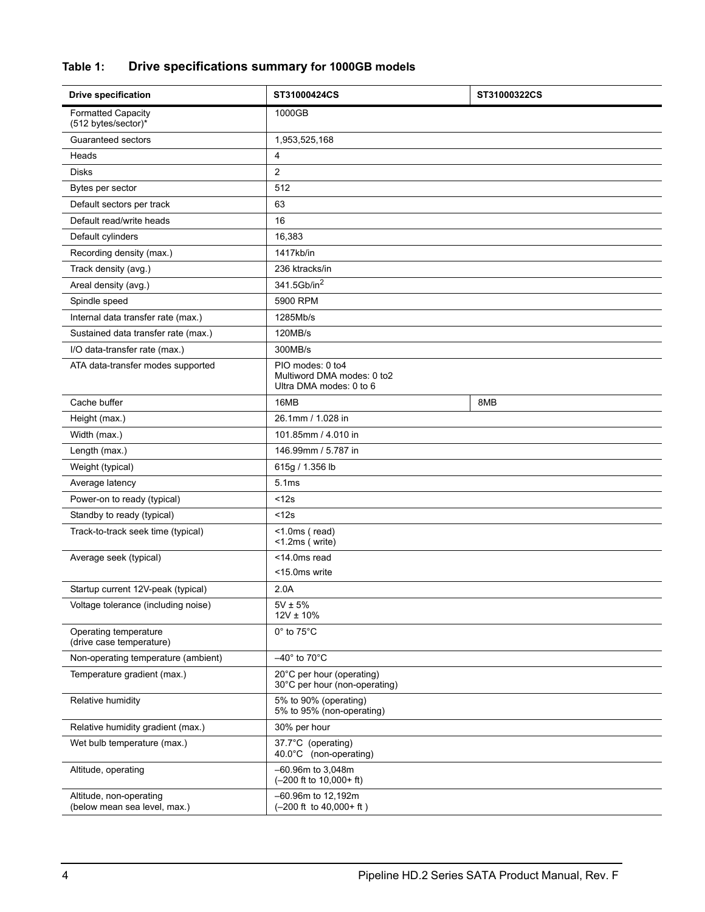**Table 1: Drive specifications summary for 1000GB models**

| Drive specification | ST31000424CS | ST31000322CS |
|---|---|---|
| Formatted Capacity (512 bytes/sector)* | 1000GB | |
| Guaranteed sectors | 1,953,525,168 | |
| Heads | 4 | |
| Disks | 2 | |
| Bytes per sector | 512 | |
| Default sectors per track | 63 | |
| Default read/write heads | 16 | |
| Default cylinders | 16,383 | |
| Recording density (max.) | 1417kb/in | |
| Track density (avg.) | 236 ktracks/in | |
| Areal density (avg.) | 341.5Gb/in$^2$ | |
| Spindle speed | 5900 RPM | |
| Internal data transfer rate (max.) | 1285Mb/s | |
| Sustained data transfer rate (max.) | 120MB/s | |
| I/O data-transfer rate (max.) | 300MB/s | |
| ATA data-transfer modes supported | PIO modes: 0 to4<br>Multiword DMA modes: 0 to2<br>Ultra DMA modes: 0 to 6 | |
| Cache buffer | 16MB | 8MB |
| Height (max.) | 26.1mm / 1.028 in | |
| Width (max.) | 101.85mm / 4.010 in | |
| Length (max.) | 146.99mm / 5.787 in | |
| Weight (typical) | 615g / 1.356 lb | |
| Average latency | 5.1ms | |
| Power-on to ready (typical) | <12s | |
| Standby to ready (typical) | <12s | |
| Track-to-track seek time (typical) | <1.0ms ( read)<br><1.2ms ( write) | |
| Average seek (typical) | <14.0ms read<br><15.0ms write | |
| Startup current 12V-peak (typical) | 2.0A | |
| Voltage tolerance (including noise) | 5V ± 5%<br>12V ± 10% | |
| Operating temperature (drive case temperature) | 0° to 75°C | |
| Non-operating temperature (ambient) | –40° to 70°C | |
| Temperature gradient (max.) | 20°C per hour (operating)<br>30°C per hour (non-operating) | |
| Relative humidity | 5% to 90% (operating)<br>5% to 95% (non-operating) | |
| Relative humidity gradient (max.) | 30% per hour | |
| Wet bulb temperature (max.) | 37.7°C (operating)<br>40.0°C (non-operating) | |
| Altitude, operating | –60.96m to 3,048m<br>(–200 ft to 10,000+ ft) | |
| Altitude, non-operating (below mean sea level, max.) | –60.96m to 12,192m<br>(–200 ft to 40,000+ ft ) | |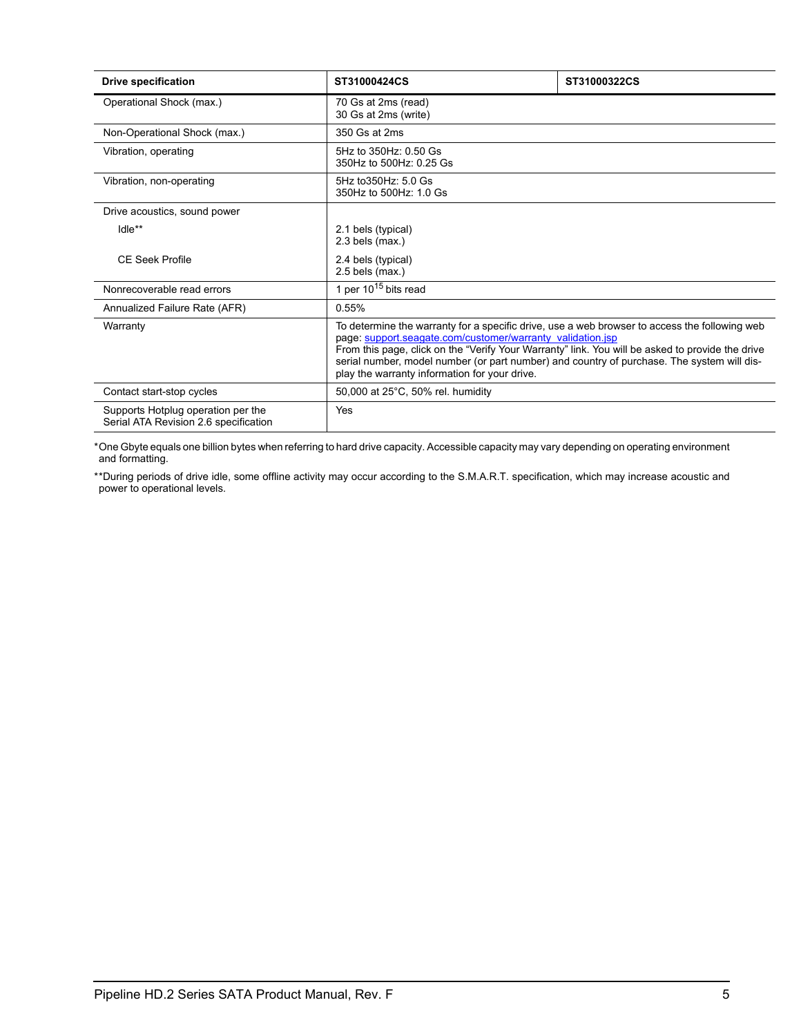| Drive specification | ST31000424CS | ST31000322CS |
|---|---|---|
| Operational Shock (max.) | 70 Gs at 2ms (read)<br>30 Gs at 2ms (write) | |
| Non-Operational Shock (max.) | 350 Gs at 2ms | |
| Vibration, operating | 5Hz to 350Hz: 0.50 Gs<br>350Hz to 500Hz: 0.25 Gs | |
| Vibration, non-operating | 5Hz to350Hz: 5.0 Gs<br>350Hz to 500Hz: 1.0 Gs | |
| Drive acoustics, sound power | | |
| Idle** | 2.1 bels (typical)<br>2.3 bels (max.) | |
| CE Seek Profile | 2.4 bels (typical)<br>2.5 bels (max.) | |
| Nonrecoverable read errors | 1 per $10^{15}$ bits read | |
| Annualized Failure Rate (AFR) | 0.55% | |
| Warranty | To determine the warranty for a specific drive, use a web browser to access the following web page: support.seagate.com/customer/warranty_validation.jsp<br>From this page, click on the "Verify Your Warranty" link. You will be asked to provide the drive serial number, model number (or part number) and country of purchase. The system will display the warranty information for your drive. | |
| Contact start-stop cycles | 50,000 at 25°C, 50% rel. humidity | |
| Supports Hotplug operation per the Serial ATA Revision 2.6 specification | Yes | |

*One Gbyte equals one billion bytes when referring to hard drive capacity. Accessible capacity may vary depending on operating environment and formatting.

**During periods of drive idle, some offline activity may occur according to the S.M.A.R.T. specification, which may increase acoustic and power to operational levels.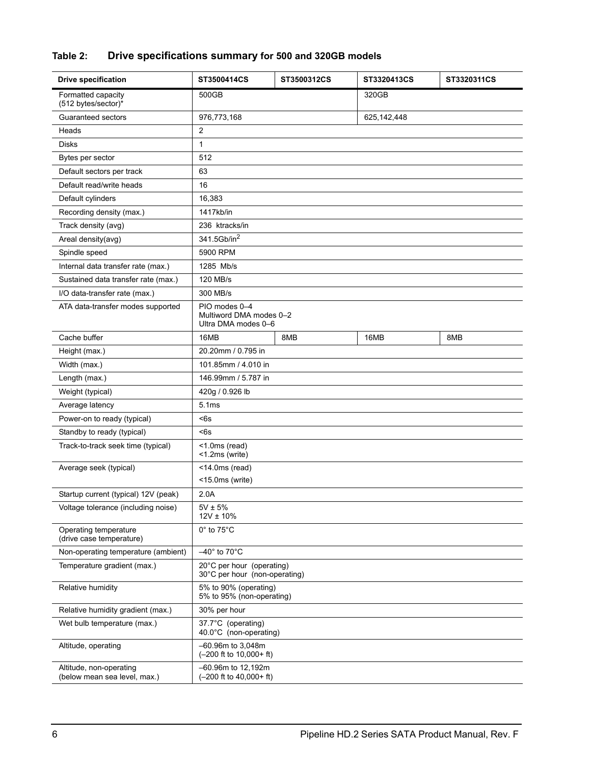### Table 2: Drive specifications summary for 500 and 320GB models

| Drive specification | ST3500414CS | ST3500312CS | ST3320413CS | ST3320311CS |
|---|---|---|---|---|
| Formatted capacity (512 bytes/sector)* | 500GB | | 320GB | |
| Guaranteed sectors | 976,773,168 | | 625,142,448 | |
| Heads | 2 | | | |
| Disks | 1 | | | |
| Bytes per sector | 512 | | | |
| Default sectors per track | 63 | | | |
| Default read/write heads | 16 | | | |
| Default cylinders | 16,383 | | | |
| Recording density (max.) | 1417kb/in | | | |
| Track density (avg) | 236 ktracks/in | | | |
| Areal density(avg) | 341.5Gb/in$^2$ | | | |
| Spindle speed | 5900 RPM | | | |
| Internal data transfer rate (max.) | 1285 Mb/s | | | |
| Sustained data transfer rate (max.) | 120 MB/s | | | |
| I/O data-transfer rate (max.) | 300 MB/s | | | |
| ATA data-transfer modes supported | PIO modes 0–4<br>Multiword DMA modes 0–2<br>Ultra DMA modes 0–6 | | | |
| Cache buffer | 16MB | 8MB | 16MB | 8MB |
| Height (max.) | 20.20mm / 0.795 in | | | |
| Width (max.) | 101.85mm / 4.010 in | | | |
| Length (max.) | 146.99mm / 5.787 in | | | |
| Weight (typical) | 420g / 0.926 lb | | | |
| Average latency | 5.1ms | | | |
| Power-on to ready (typical) | <6s | | | |
| Standby to ready (typical) | <6s | | | |
| Track-to-track seek time (typical) | <1.0ms (read)<br><1.2ms (write) | | | |
| Average seek (typical) | <14.0ms (read)<br><15.0ms (write) | | | |
| Startup current (typical) 12V (peak) | 2.0A | | | |
| Voltage tolerance (including noise) | 5V ± 5%<br>12V ± 10% | | | |
| Operating temperature (drive case temperature) | 0° to 75°C | | | |
| Non-operating temperature (ambient) | –40° to 70°C | | | |
| Temperature gradient (max.) | 20°C per hour (operating)<br>30°C per hour (non-operating) | | | |
| Relative humidity | 5% to 90% (operating)<br>5% to 95% (non-operating) | | | |
| Relative humidity gradient (max.) | 30% per hour | | | |
| Wet bulb temperature (max.) | 37.7°C (operating)<br>40.0°C (non-operating) | | | |
| Altitude, operating | –60.96m to 3,048m<br>(–200 ft to 10,000+ ft) | | | |
| Altitude, non-operating (below mean sea level, max.) | –60.96m to 12,192m<br>(–200 ft to 40,000+ ft) | | | |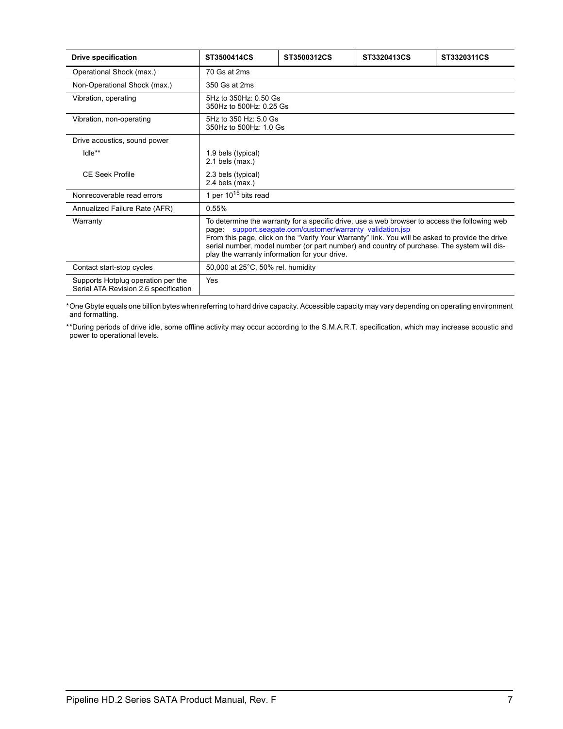| Drive specification | ST3500414CS | ST3500312CS | ST3320413CS | ST3320311CS |
|---|---|---|---|---|
| Operational Shock (max.) | 70 Gs at 2ms | | | |
| Non-Operational Shock (max.) | 350 Gs at 2ms | | | |
| Vibration, operating | 5Hz to 350Hz: 0.50 Gs<br>350Hz to 500Hz: 0.25 Gs | | | |
| Vibration, non-operating | 5Hz to 350 Hz: 5.0 Gs<br>350Hz to 500Hz: 1.0 Gs | | | |
| Drive acoustics, sound power | | | | |
| Idle** | 1.9 bels (typical)<br>2.1 bels (max.) | | | |
| CE Seek Profile | 2.3 bels (typical)<br>2.4 bels (max.) | | | |
| Nonrecoverable read errors | 1 per $10^{15}$ bits read | | | |
| Annualized Failure Rate (AFR) | 0.55% | | | |
| Warranty | To determine the warranty for a specific drive, use a web browser to access the following web page: support.seagate.com/customer/warranty_validation.jsp<br>From this page, click on the "Verify Your Warranty" link. You will be asked to provide the drive serial number, model number (or part number) and country of purchase. The system will display the warranty information for your drive. | | | |
| Contact start-stop cycles | 50,000 at 25°C, 50% rel. humidity | | | |
| Supports Hotplug operation per the Serial ATA Revision 2.6 specification | Yes | | | |

*One Gbyte equals one billion bytes when referring to hard drive capacity. Accessible capacity may vary depending on operating environment and formatting.

**During periods of drive idle, some offline activity may occur according to the S.M.A.R.T. specification, which may increase acoustic and power to operational levels.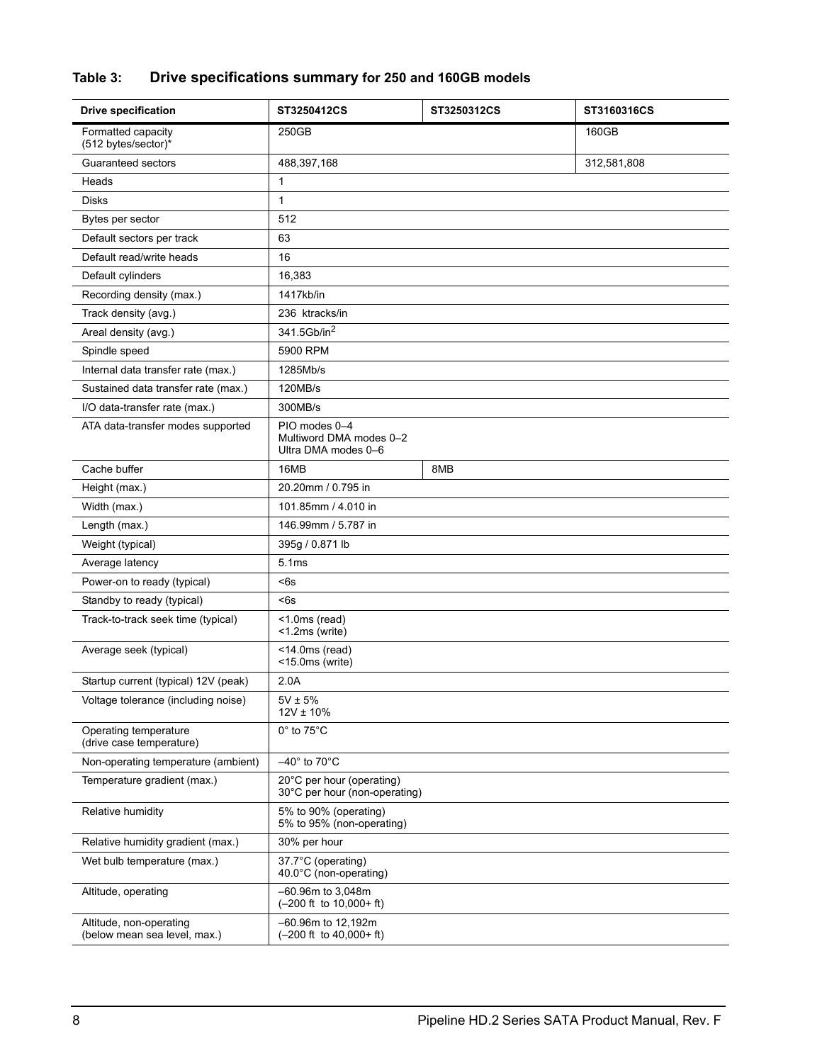## Table 3: Drive specifications summary for 250 and 160GB models

| Drive specification | ST3250412CS | ST3250312CS | ST3160316CS |
|---|---|---|---|
| Formatted capacity (512 bytes/sector)* | 250GB | | 160GB |
| Guaranteed sectors | 488,397,168 | | 312,581,808 |
| Heads | 1 | | |
| Disks | 1 | | |
| Bytes per sector | 512 | | |
| Default sectors per track | 63 | | |
| Default read/write heads | 16 | | |
| Default cylinders | 16,383 | | |
| Recording density (max.) | 1417kb/in | | |
| Track density (avg.) | 236 ktracks/in | | |
| Areal density (avg.) | 341.5Gb/in$^2$ | | |
| Spindle speed | 5900 RPM | | |
| Internal data transfer rate (max.) | 1285Mb/s | | |
| Sustained data transfer rate (max.) | 120MB/s | | |
| I/O data-transfer rate (max.) | 300MB/s | | |
| ATA data-transfer modes supported | PIO modes 0–4<br>Multiword DMA modes 0–2<br>Ultra DMA modes 0–6 | | |
| Cache buffer | 16MB | 8MB | |
| Height (max.) | 20.20mm / 0.795 in | | |
| Width (max.) | 101.85mm / 4.010 in | | |
| Length (max.) | 146.99mm / 5.787 in | | |
| Weight (typical) | 395g / 0.871 lb | | |
| Average latency | 5.1ms | | |
| Power-on to ready (typical) | <6s | | |
| Standby to ready (typical) | <6s | | |
| Track-to-track seek time (typical) | <1.0ms (read)<br><1.2ms (write) | | |
| Average seek (typical) | <14.0ms (read)<br><15.0ms (write) | | |
| Startup current (typical) 12V (peak) | 2.0A | | |
| Voltage tolerance (including noise) | 5V ± 5%<br>12V ± 10% | | |
| Operating temperature (drive case temperature) | 0° to 75°C | | |
| Non-operating temperature (ambient) | –40° to 70°C | | |
| Temperature gradient (max.) | 20°C per hour (operating)<br>30°C per hour (non-operating) | | |
| Relative humidity | 5% to 90% (operating)<br>5% to 95% (non-operating) | | |
| Relative humidity gradient (max.) | 30% per hour | | |
| Wet bulb temperature (max.) | 37.7°C (operating)<br>40.0°C (non-operating) | | |
| Altitude, operating | –60.96m to 3,048m<br>(–200 ft to 10,000+ ft) | | |
| Altitude, non-operating (below mean sea level, max.) | –60.96m to 12,192m<br>(–200 ft to 40,000+ ft) | | |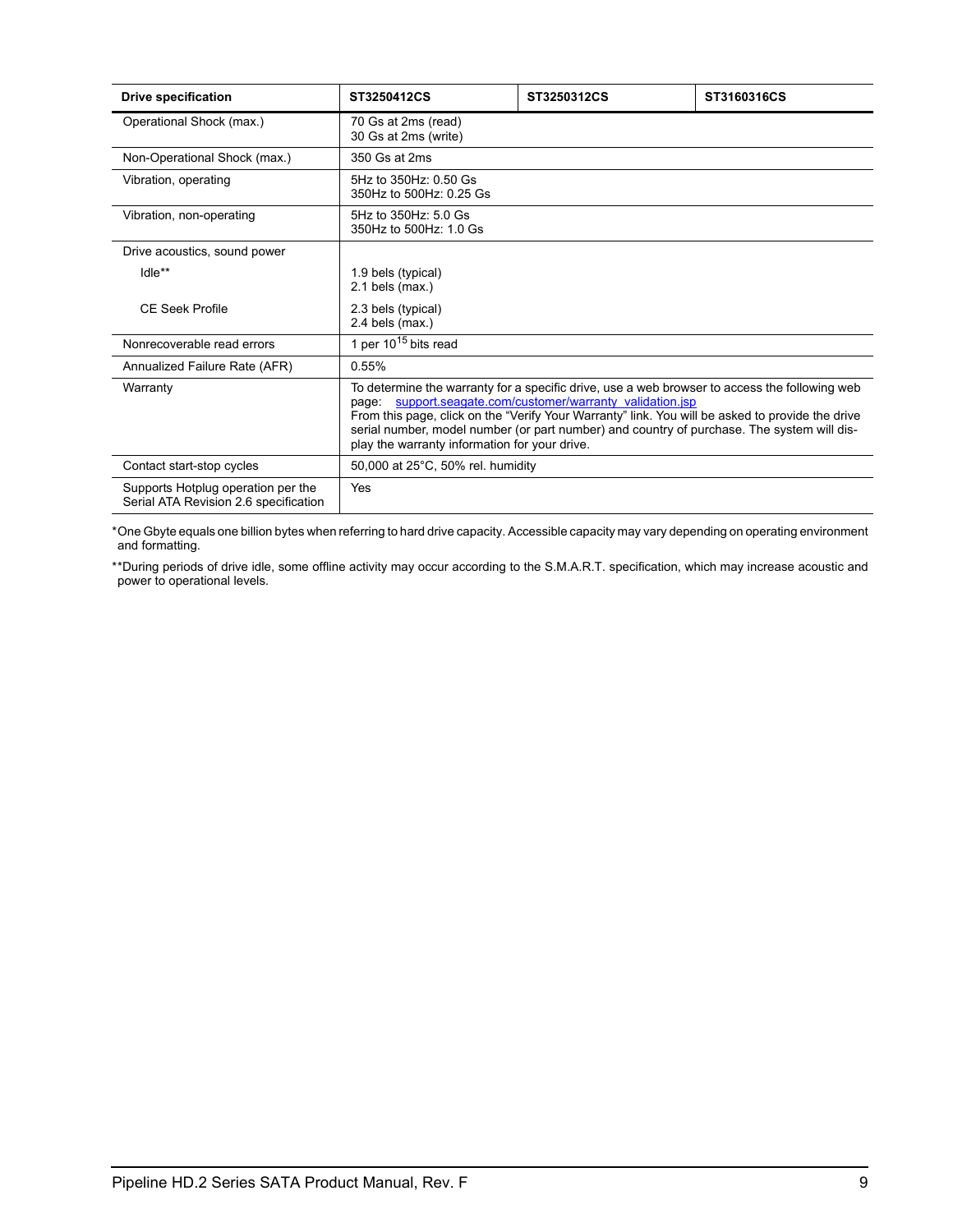| Drive specification | ST3250412CS | ST3250312CS | ST3160316CS |
|---|---|---|---|
| Operational Shock (max.) | 70 Gs at 2ms (read)<br>30 Gs at 2ms (write) | | |
| Non-Operational Shock (max.) | 350 Gs at 2ms | | |
| Vibration, operating | 5Hz to 350Hz: 0.50 Gs<br>350Hz to 500Hz: 0.25 Gs | | |
| Vibration, non-operating | 5Hz to 350Hz: 5.0 Gs<br>350Hz to 500Hz: 1.0 Gs | | |
| Drive acoustics, sound power | | | |
| Idle** | 1.9 bels (typical)<br>2.1 bels (max.) | | |
| CE Seek Profile | 2.3 bels (typical)<br>2.4 bels (max.) | | |
| Nonrecoverable read errors | 1 per $10^{15}$ bits read | | |
| Annualized Failure Rate (AFR) | 0.55% | | |
| Warranty | To determine the warranty for a specific drive, use a web browser to access the following web page: support.seagate.com/customer/warranty_validation.jsp<br>From this page, click on the “Verify Your Warranty” link. You will be asked to provide the drive serial number, model number (or part number) and country of purchase. The system will display the warranty information for your drive. | | |
| Contact start-stop cycles | 50,000 at 25°C, 50% rel. humidity | | |
| Supports Hotplug operation per the Serial ATA Revision 2.6 specification | Yes | | |

*One Gbyte equals one billion bytes when referring to hard drive capacity. Accessible capacity may vary depending on operating environment and formatting.

**During periods of drive idle, some offline activity may occur according to the S.M.A.R.T. specification, which may increase acoustic and power to operational levels.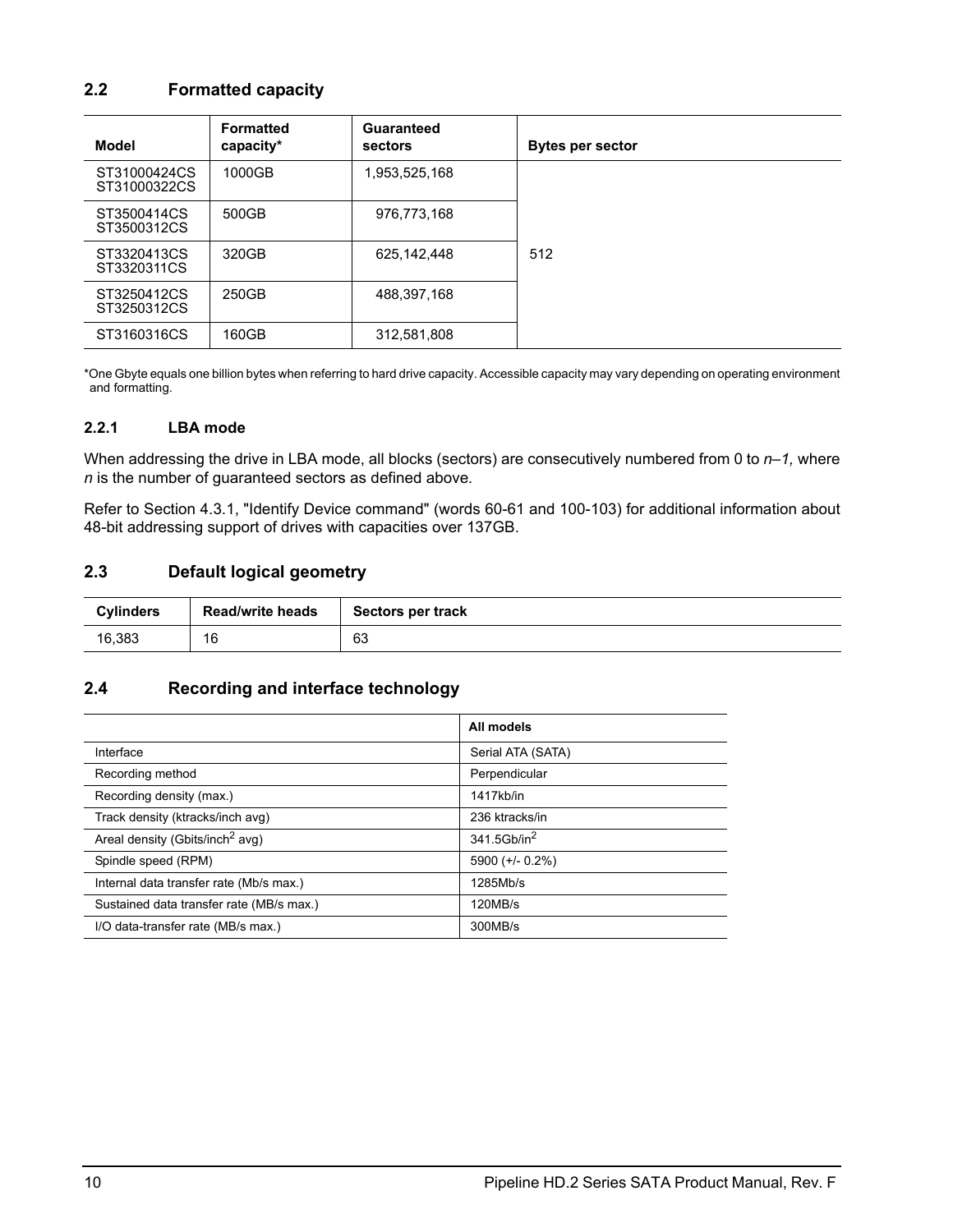## 2.2 Formatted capacity

| Model | Formatted capacity* | Guaranteed sectors | Bytes per sector |
|---|---|---|---|
| ST31000424CS ST31000322CS | 1000GB | 1,953,525,168 | 512 |
| ST3500414CS ST3500312CS | 500GB | 976,773,168 | |
| ST3320413CS ST3320311CS | 320GB | 625,142,448 | |
| ST3250412CS ST3250312CS | 250GB | 488,397,168 | |
| ST3160316CS | 160GB | 312,581,808 | |

*One Gbyte equals one billion bytes when referring to hard drive capacity. Accessible capacity may vary depending on operating environment and formatting.

### 2.2.1 LBA mode

When addressing the drive in LBA mode, all blocks (sectors) are consecutively numbered from 0 to *n–1,* where *n* is the number of guaranteed sectors as defined above.

Refer to Section 4.3.1, "Identify Device command" (words 60-61 and 100-103) for additional information about 48-bit addressing support of drives with capacities over 137GB.

## 2.3 Default logical geometry

| Cylinders | Read/write heads | Sectors per track |
|---|---|---|
| 16,383 | 16 | 63 |

## 2.4 Recording and interface technology

| | All models |
|---|---|
| Interface | Serial ATA (SATA) |
| Recording method | Perpendicular |
| Recording density (max.) | 1417kb/in |
| Track density (ktracks/inch avg) | 236 ktracks/in |
| Areal density (Gbits/inch$^2$ avg) | 341.5Gb/in$^2$ |
| Spindle speed (RPM) | 5900 (+/- 0.2%) |
| Internal data transfer rate (Mb/s max.) | 1285Mb/s |
| Sustained data transfer rate (MB/s max.) | 120MB/s |
| I/O data-transfer rate (MB/s max.) | 300MB/s |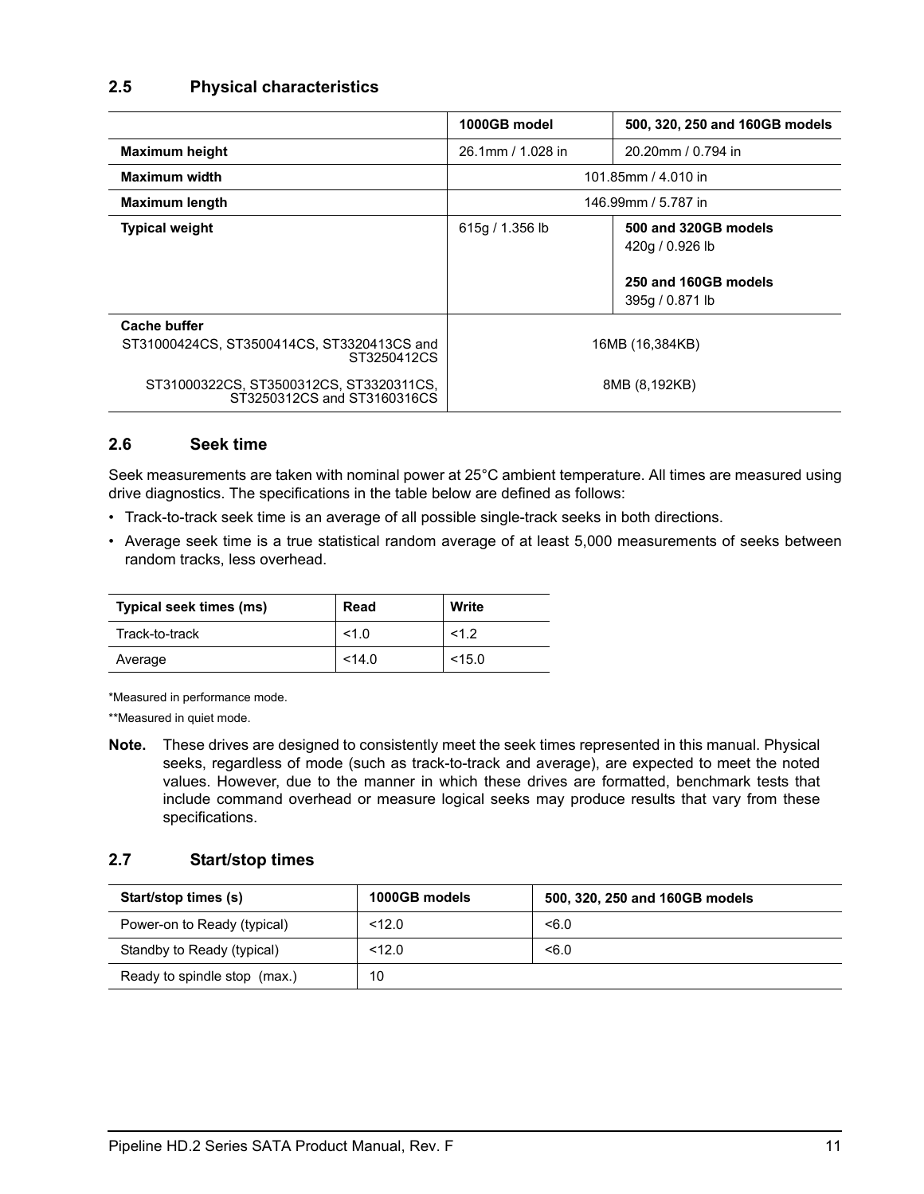## 2.5 Physical characteristics

| | 1000GB model | 500, 320, 250 and 160GB models |
|---|---|---|
| **Maximum height** | 26.1mm / 1.028 in | 20.20mm / 0.794 in |
| **Maximum width** | 101.85mm / 4.010 in | |
| **Maximum length** | 146.99mm / 5.787 in | |
| **Typical weight** | 615g / 1.356 lb | **500 and 320GB models** 420g / 0.926 lb **250 and 160GB models** 395g / 0.871 lb |
| **Cache buffer** | | |
| ST31000424CS, ST3500414CS, ST3320413CS and ST3250412CS | 16MB (16,384KB) | |
| ST31000322CS, ST3500312CS, ST3320311CS, ST3250312CS and ST3160316CS | 8MB (8,192KB) | |

## 2.6 Seek time

Seek measurements are taken with nominal power at 25°C ambient temperature. All times are measured using drive diagnostics. The specifications in the table below are defined as follows:

- Track-to-track seek time is an average of all possible single-track seeks in both directions.
- Average seek time is a true statistical random average of at least 5,000 measurements of seeks between random tracks, less overhead.

| Typical seek times (ms) | Read | Write |
|---|---|---|
| Track-to-track | <1.0 | <1.2 |
| Average | <14.0 | <15.0 |

*Measured in performance mode.

**Measured in quiet mode.

**Note.** These drives are designed to consistently meet the seek times represented in this manual. Physical seeks, regardless of mode (such as track-to-track and average), are expected to meet the noted values. However, due to the manner in which these drives are formatted, benchmark tests that include command overhead or measure logical seeks may produce results that vary from these specifications.

## 2.7 Start/stop times

| Start/stop times (s) | 1000GB models | 500, 320, 250 and 160GB models |
|---|---|---|
| Power-on to Ready (typical) | <12.0 | <6.0 |
| Standby to Ready (typical) | <12.0 | <6.0 |
| Ready to spindle stop (max.) | 10 | |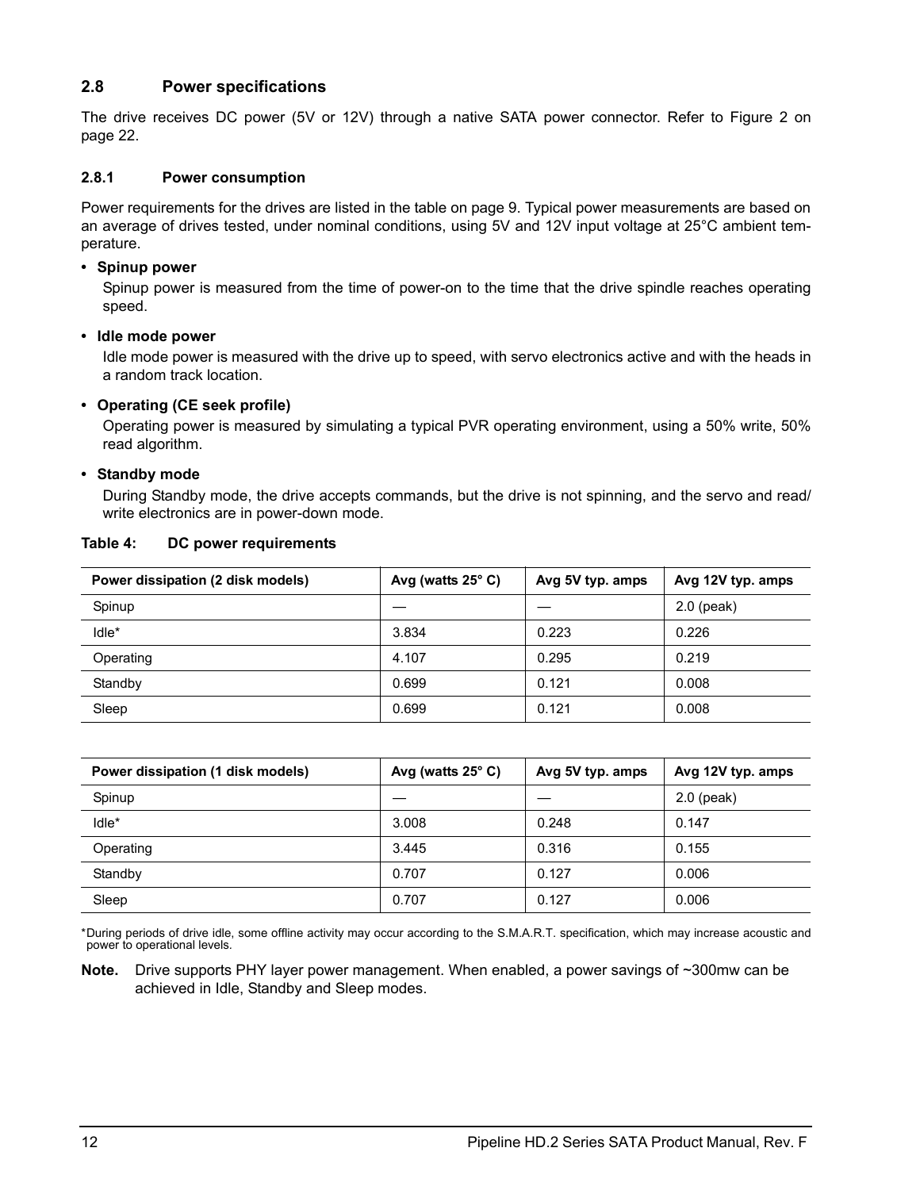## 2.8 Power specifications

The drive receives DC power (5V or 12V) through a native SATA power connector. Refer to Figure 2 on page 22.

### 2.8.1 Power consumption

Power requirements for the drives are listed in the table on page 9. Typical power measurements are based on an average of drives tested, under nominal conditions, using 5V and 12V input voltage at 25°C ambient temperature.

- **Spinup power**

  Spinup power is measured from the time of power-on to the time that the drive spindle reaches operating speed.

- **Idle mode power**

  Idle mode power is measured with the drive up to speed, with servo electronics active and with the heads in a random track location.

- **Operating (CE seek profile)**

  Operating power is measured by simulating a typical PVR operating environment, using a 50% write, 50% read algorithm.

- **Standby mode**

  During Standby mode, the drive accepts commands, but the drive is not spinning, and the servo and read/write electronics are in power-down mode.

**Table 4: DC power requirements**

| Power dissipation (2 disk models) | Avg (watts 25° C) | Avg 5V typ. amps | Avg 12V typ. amps |
|---|---|---|---|
| Spinup | — | — | 2.0 (peak) |
| Idle* | 3.834 | 0.223 | 0.226 |
| Operating | 4.107 | 0.295 | 0.219 |
| Standby | 0.699 | 0.121 | 0.008 |
| Sleep | 0.699 | 0.121 | 0.008 |

| Power dissipation (1 disk models) | Avg (watts 25° C) | Avg 5V typ. amps | Avg 12V typ. amps |
|---|---|---|---|
| Spinup | — | — | 2.0 (peak) |
| Idle* | 3.008 | 0.248 | 0.147 |
| Operating | 3.445 | 0.316 | 0.155 |
| Standby | 0.707 | 0.127 | 0.006 |
| Sleep | 0.707 | 0.127 | 0.006 |

*During periods of drive idle, some offline activity may occur according to the S.M.A.R.T. specification, which may increase acoustic and power to operational levels.

**Note.** Drive supports PHY layer power management. When enabled, a power savings of ~300mw can be achieved in Idle, Standby and Sleep modes.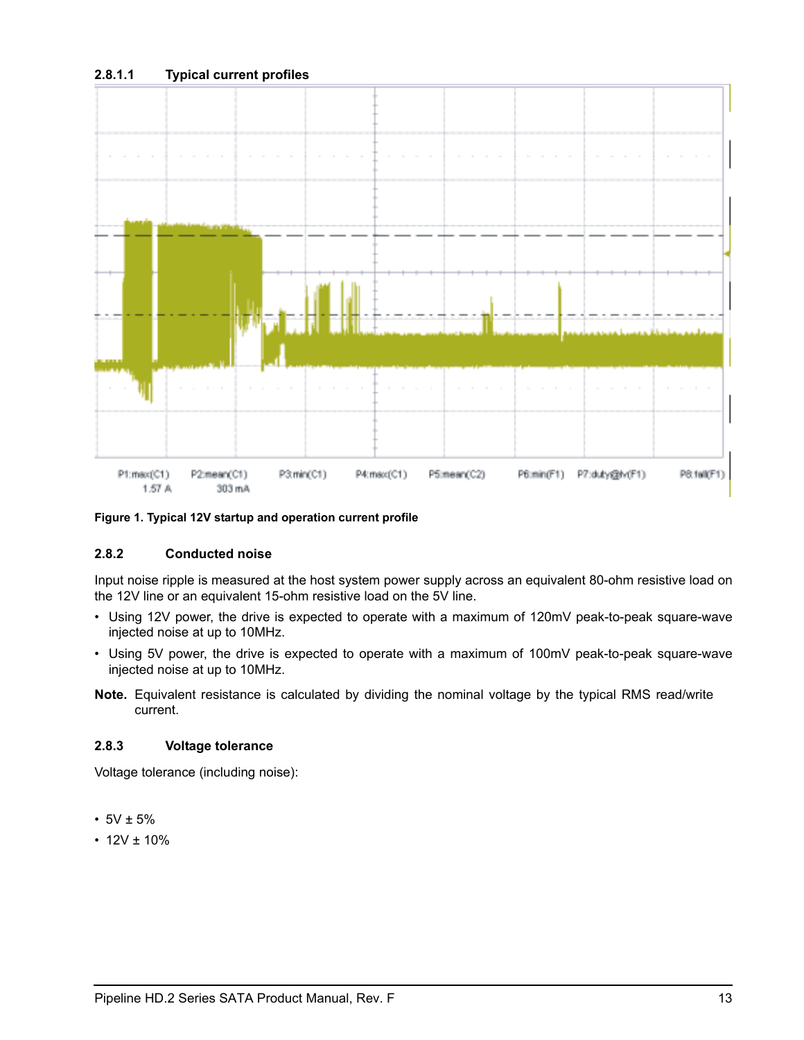#### 2.8.1.1 Typical current profiles

Figure 1. Typical 12V startup and operation current profile

### 2.8.2 Conducted noise

Input noise ripple is measured at the host system power supply across an equivalent 80-ohm resistive load on the 12V line or an equivalent 15-ohm resistive load on the 5V line.

- Using 12V power, the drive is expected to operate with a maximum of 120mV peak-to-peak square-wave injected noise at up to 10MHz.
- Using 5V power, the drive is expected to operate with a maximum of 100mV peak-to-peak square-wave injected noise at up to 10MHz.

**Note.** Equivalent resistance is calculated by dividing the nominal voltage by the typical RMS read/write current.

### 2.8.3 Voltage tolerance

Voltage tolerance (including noise):

- 5V ± 5%
- 12V ± 10%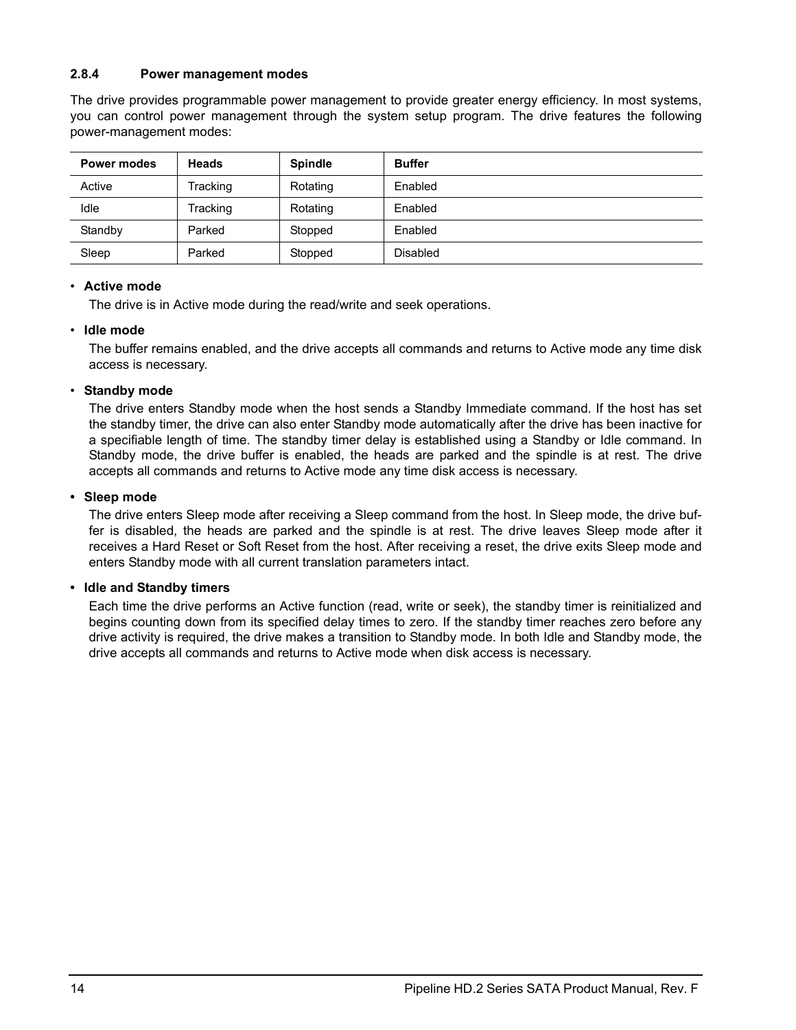### 2.8.4 Power management modes

The drive provides programmable power management to provide greater energy efficiency. In most systems, you can control power management through the system setup program. The drive features the following power-management modes:

| Power modes | Heads | Spindle | Buffer |
|---|---|---|---|
| Active | Tracking | Rotating | Enabled |
| Idle | Tracking | Rotating | Enabled |
| Standby | Parked | Stopped | Enabled |
| Sleep | Parked | Stopped | Disabled |

- **Active mode**

  The drive is in Active mode during the read/write and seek operations.

- **Idle mode**

  The buffer remains enabled, and the drive accepts all commands and returns to Active mode any time disk access is necessary.

- **Standby mode**

  The drive enters Standby mode when the host sends a Standby Immediate command. If the host has set the standby timer, the drive can also enter Standby mode automatically after the drive has been inactive for a specifiable length of time. The standby timer delay is established using a Standby or Idle command. In Standby mode, the drive buffer is enabled, the heads are parked and the spindle is at rest. The drive accepts all commands and returns to Active mode any time disk access is necessary.

- **Sleep mode**

  The drive enters Sleep mode after receiving a Sleep command from the host. In Sleep mode, the drive buffer is disabled, the heads are parked and the spindle is at rest. The drive leaves Sleep mode after it receives a Hard Reset or Soft Reset from the host. After receiving a reset, the drive exits Sleep mode and enters Standby mode with all current translation parameters intact.

- **Idle and Standby timers**

  Each time the drive performs an Active function (read, write or seek), the standby timer is reinitialized and begins counting down from its specified delay times to zero. If the standby timer reaches zero before any drive activity is required, the drive makes a transition to Standby mode. In both Idle and Standby mode, the drive accepts all commands and returns to Active mode when disk access is necessary.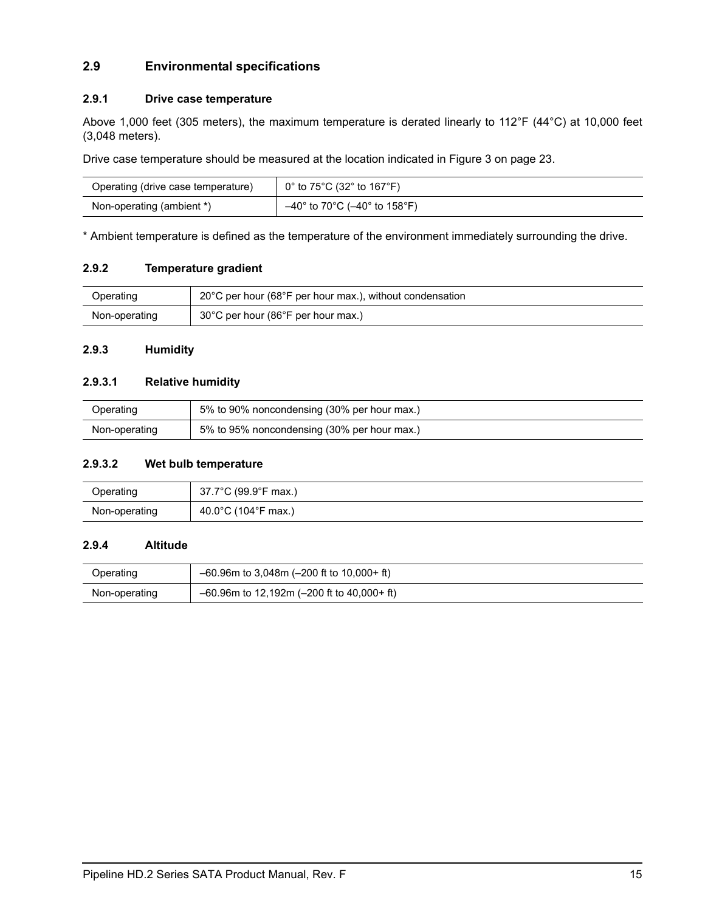## 2.9 Environmental specifications

### 2.9.1 Drive case temperature

Above 1,000 feet (305 meters), the maximum temperature is derated linearly to 112°F (44°C) at 10,000 feet (3,048 meters).

Drive case temperature should be measured at the location indicated in Figure 3 on page 23.

| | |
|---|---|
| Operating (drive case temperature) | 0° to 75°C (32° to 167°F) |
| Non-operating (ambient *) | –40° to 70°C (–40° to 158°F) |

* Ambient temperature is defined as the temperature of the environment immediately surrounding the drive.

### 2.9.2 Temperature gradient

| | |
|---|---|
| Operating | 20°C per hour (68°F per hour max.), without condensation |
| Non-operating | 30°C per hour (86°F per hour max.) |

### 2.9.3 Humidity

#### 2.9.3.1 Relative humidity

| | |
|---|---|
| Operating | 5% to 90% noncondensing (30% per hour max.) |
| Non-operating | 5% to 95% noncondensing (30% per hour max.) |

#### 2.9.3.2 Wet bulb temperature

| | |
|---|---|
| Operating | 37.7°C (99.9°F max.) |
| Non-operating | 40.0°C (104°F max.) |

### 2.9.4 Altitude

| | |
|---|---|
| Operating | –60.96m to 3,048m (–200 ft to 10,000+ ft) |
| Non-operating | –60.96m to 12,192m (–200 ft to 40,000+ ft) |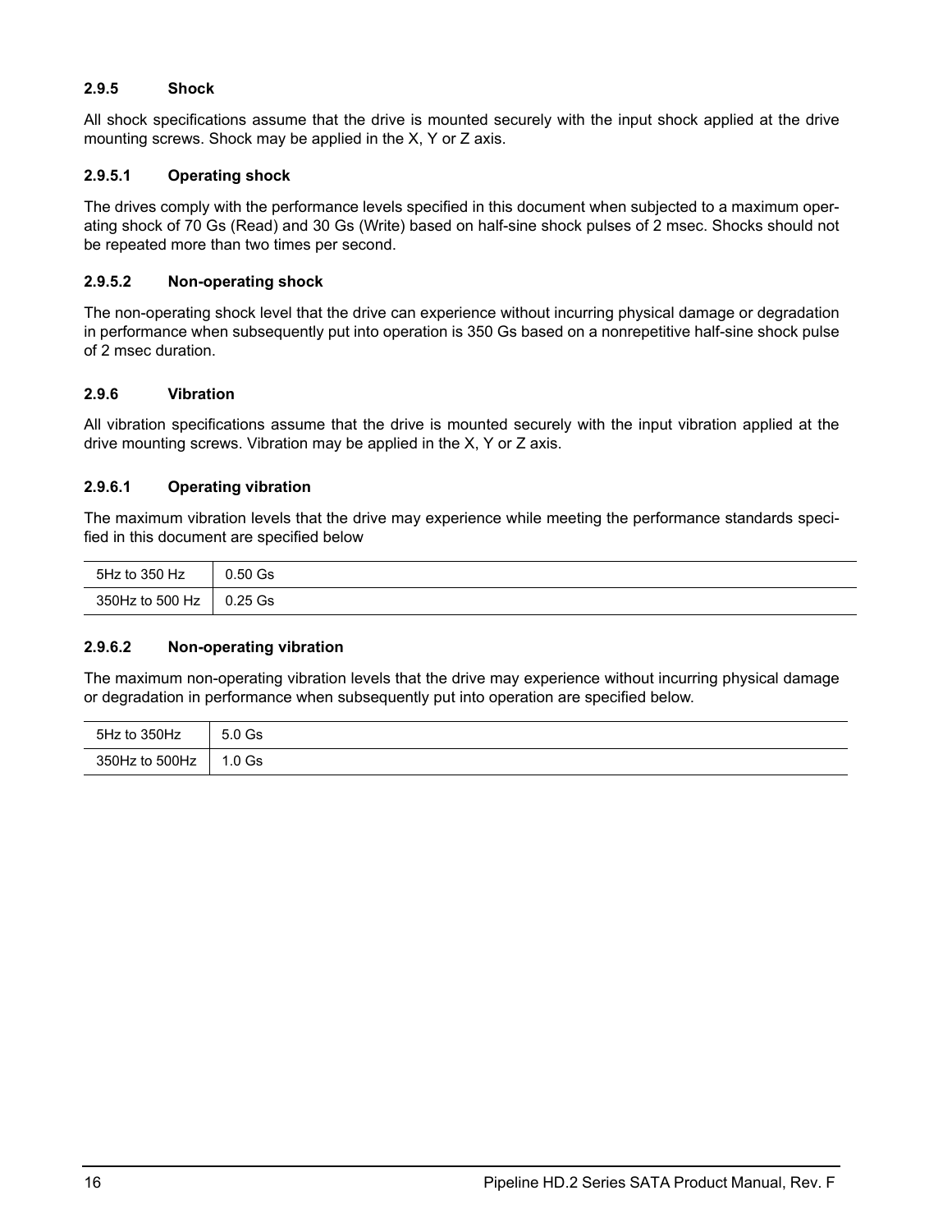### 2.9.5 Shock

All shock specifications assume that the drive is mounted securely with the input shock applied at the drive mounting screws. Shock may be applied in the X, Y or Z axis.

#### 2.9.5.1 Operating shock

The drives comply with the performance levels specified in this document when subjected to a maximum operating shock of 70 Gs (Read) and 30 Gs (Write) based on half-sine shock pulses of 2 msec. Shocks should not be repeated more than two times per second.

#### 2.9.5.2 Non-operating shock

The non-operating shock level that the drive can experience without incurring physical damage or degradation in performance when subsequently put into operation is 350 Gs based on a nonrepetitive half-sine shock pulse of 2 msec duration.

### 2.9.6 Vibration

All vibration specifications assume that the drive is mounted securely with the input vibration applied at the drive mounting screws. Vibration may be applied in the X, Y or Z axis.

#### 2.9.6.1 Operating vibration

The maximum vibration levels that the drive may experience while meeting the performance standards specified in this document are specified below

| | |
|---|---|
| 5Hz to 350 Hz | 0.50 Gs |
| 350Hz to 500 Hz | 0.25 Gs |

#### 2.9.6.2 Non-operating vibration

The maximum non-operating vibration levels that the drive may experience without incurring physical damage or degradation in performance when subsequently put into operation are specified below.

| | |
|---|---|
| 5Hz to 350Hz | 5.0 Gs |
| 350Hz to 500Hz | 1.0 Gs |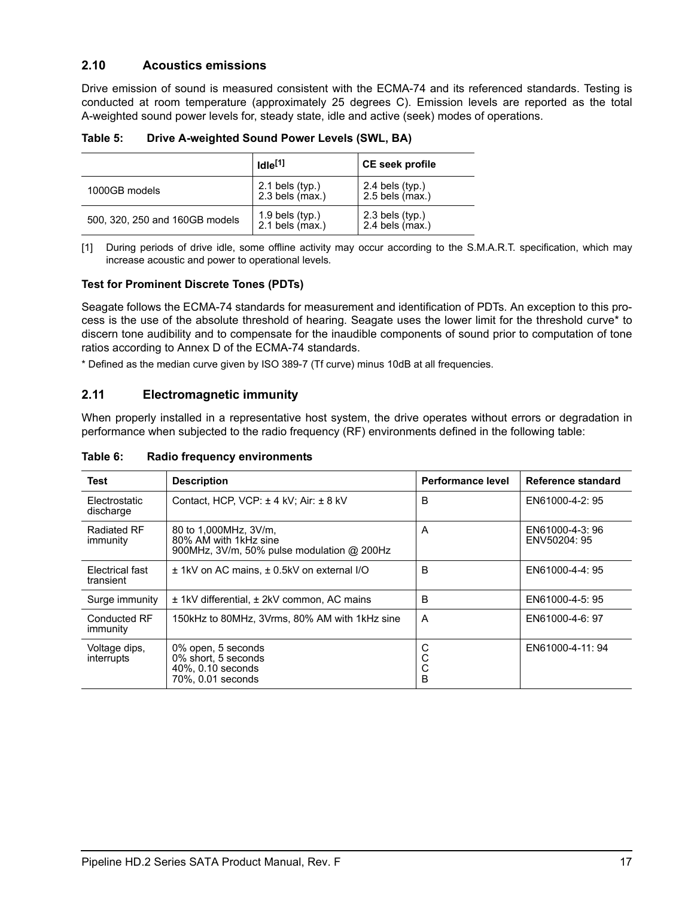## 2.10 Acoustics emissions

Drive emission of sound is measured consistent with the ECMA-74 and its referenced standards. Testing is conducted at room temperature (approximately 25 degrees C). Emission levels are reported as the total A-weighted sound power levels for, steady state, idle and active (seek) modes of operations.

**Table 5: Drive A-weighted Sound Power Levels (SWL, BA)**

| | Idle[1] | CE seek profile |
|---|---|---|
| 1000GB models | 2.1 bels (typ.)<br>2.3 bels (max.) | 2.4 bels (typ.)<br>2.5 bels (max.) |
| 500, 320, 250 and 160GB models | 1.9 bels (typ.)<br>2.1 bels (max.) | 2.3 bels (typ.)<br>2.4 bels (max.) |

[1] During periods of drive idle, some offline activity may occur according to the S.M.A.R.T. specification, which may increase acoustic and power to operational levels.

**Test for Prominent Discrete Tones (PDTs)**

Seagate follows the ECMA-74 standards for measurement and identification of PDTs. An exception to this process is the use of the absolute threshold of hearing. Seagate uses the lower limit for the threshold curve* to discern tone audibility and to compensate for the inaudible components of sound prior to computation of tone ratios according to Annex D of the ECMA-74 standards.

* Defined as the median curve given by ISO 389-7 (Tf curve) minus 10dB at all frequencies.

## 2.11 Electromagnetic immunity

When properly installed in a representative host system, the drive operates without errors or degradation in performance when subjected to the radio frequency (RF) environments defined in the following table:

**Table 6: Radio frequency environments**

| Test | Description | Performance level | Reference standard |
|---|---|---|---|
| Electrostatic discharge | Contact, HCP, VCP: ± 4 kV; Air: ± 8 kV | B | EN61000-4-2: 95 |
| Radiated RF immunity | 80 to 1,000MHz, 3V/m,<br>80% AM with 1kHz sine<br>900MHz, 3V/m, 50% pulse modulation @ 200Hz | A | EN61000-4-3: 96<br>ENV50204: 95 |
| Electrical fast transient | ± 1kV on AC mains, ± 0.5kV on external I/O | B | EN61000-4-4: 95 |
| Surge immunity | ± 1kV differential, ± 2kV common, AC mains | B | EN61000-4-5: 95 |
| Conducted RF immunity | 150kHz to 80MHz, 3Vrms, 80% AM with 1kHz sine | A | EN61000-4-6: 97 |
| Voltage dips, interrupts | 0% open, 5 seconds<br>0% short, 5 seconds<br>40%, 0.10 seconds<br>70%, 0.01 seconds | C<br>C<br>C<br>B | EN61000-4-11: 94 |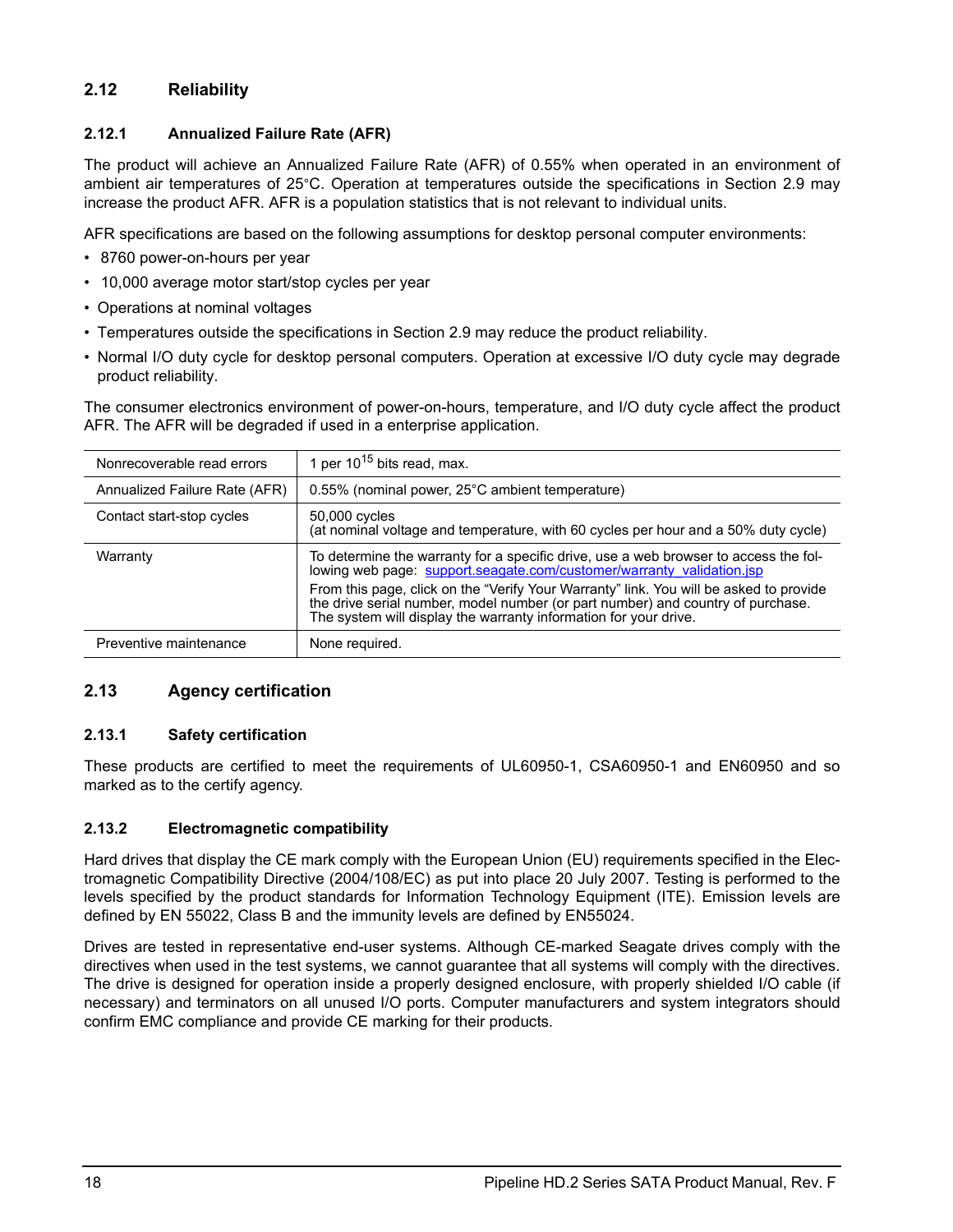## 2.12 Reliability

### 2.12.1 Annualized Failure Rate (AFR)

The product will achieve an Annualized Failure Rate (AFR) of 0.55% when operated in an environment of ambient air temperatures of 25°C. Operation at temperatures outside the specifications in Section 2.9 may increase the product AFR. AFR is a population statistics that is not relevant to individual units.

AFR specifications are based on the following assumptions for desktop personal computer environments:

- 8760 power-on-hours per year
- 10,000 average motor start/stop cycles per year
- Operations at nominal voltages
- Temperatures outside the specifications in Section 2.9 may reduce the product reliability.
- Normal I/O duty cycle for desktop personal computers. Operation at excessive I/O duty cycle may degrade product reliability.

The consumer electronics environment of power-on-hours, temperature, and I/O duty cycle affect the product AFR. The AFR will be degraded if used in a enterprise application.

| | |
|---|---|
| Nonrecoverable read errors | 1 per $10^{15}$ bits read, max. |
| Annualized Failure Rate (AFR) | 0.55% (nominal power, 25°C ambient temperature) |
| Contact start-stop cycles | 50,000 cycles<br>(at nominal voltage and temperature, with 60 cycles per hour and a 50% duty cycle) |
| Warranty | To determine the warranty for a specific drive, use a web browser to access the following web page: support.seagate.com/customer/warranty_validation.jsp<br>From this page, click on the "Verify Your Warranty" link. You will be asked to provide the drive serial number, model number (or part number) and country of purchase. The system will display the warranty information for your drive. |
| Preventive maintenance | None required. |

## 2.13 Agency certification

### 2.13.1 Safety certification

These products are certified to meet the requirements of UL60950-1, CSA60950-1 and EN60950 and so marked as to the certify agency.

### 2.13.2 Electromagnetic compatibility

Hard drives that display the CE mark comply with the European Union (EU) requirements specified in the Electromagnetic Compatibility Directive (2004/108/EC) as put into place 20 July 2007. Testing is performed to the levels specified by the product standards for Information Technology Equipment (ITE). Emission levels are defined by EN 55022, Class B and the immunity levels are defined by EN55024.

Drives are tested in representative end-user systems. Although CE-marked Seagate drives comply with the directives when used in the test systems, we cannot guarantee that all systems will comply with the directives. The drive is designed for operation inside a properly designed enclosure, with properly shielded I/O cable (if necessary) and terminators on all unused I/O ports. Computer manufacturers and system integrators should confirm EMC compliance and provide CE marking for their products.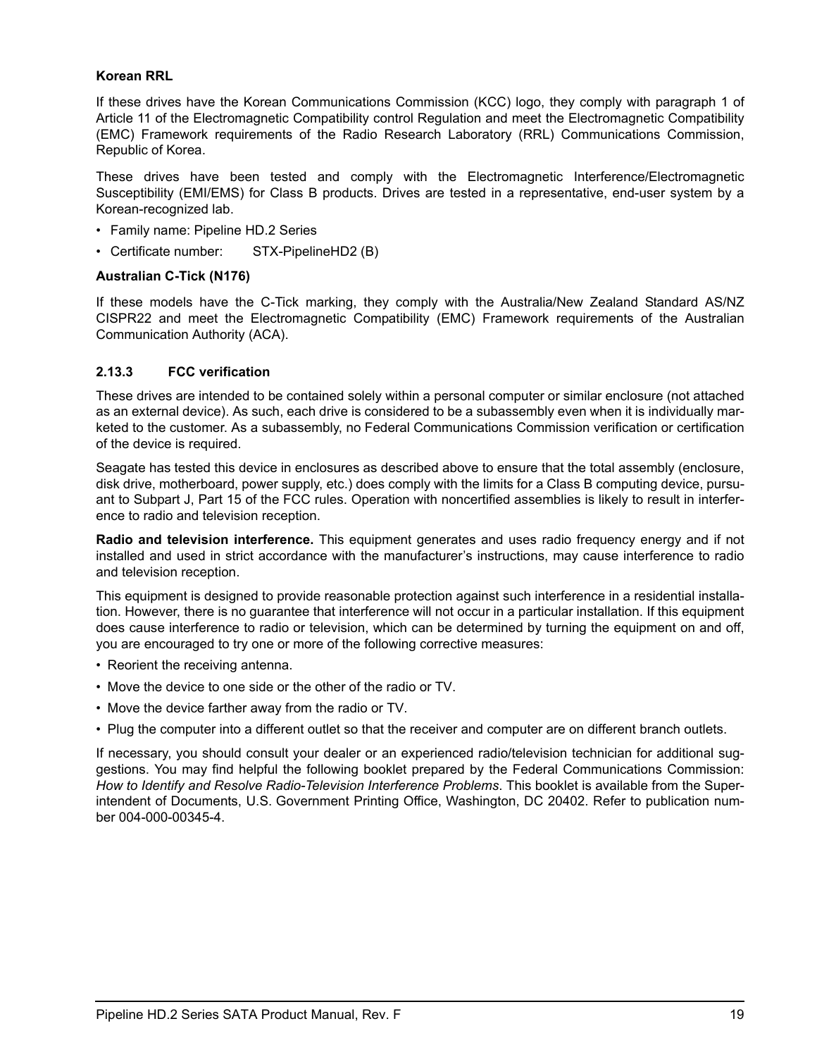**Korean RRL**

If these drives have the Korean Communications Commission (KCC) logo, they comply with paragraph 1 of Article 11 of the Electromagnetic Compatibility control Regulation and meet the Electromagnetic Compatibility (EMC) Framework requirements of the Radio Research Laboratory (RRL) Communications Commission, Republic of Korea.

These drives have been tested and comply with the Electromagnetic Interference/Electromagnetic Susceptibility (EMI/EMS) for Class B products. Drives are tested in a representative, end-user system by a Korean-recognized lab.

- Family name: Pipeline HD.2 Series
- Certificate number: STX-PipelineHD2 (B)

**Australian C-Tick (N176)**

If these models have the C-Tick marking, they comply with the Australia/New Zealand Standard AS/NZ CISPR22 and meet the Electromagnetic Compatibility (EMC) Framework requirements of the Australian Communication Authority (ACA).

### 2.13.3 FCC verification

These drives are intended to be contained solely within a personal computer or similar enclosure (not attached as an external device). As such, each drive is considered to be a subassembly even when it is individually marketed to the customer. As a subassembly, no Federal Communications Commission verification or certification of the device is required.

Seagate has tested this device in enclosures as described above to ensure that the total assembly (enclosure, disk drive, motherboard, power supply, etc.) does comply with the limits for a Class B computing device, pursuant to Subpart J, Part 15 of the FCC rules. Operation with noncertified assemblies is likely to result in interference to radio and television reception.

**Radio and television interference.** This equipment generates and uses radio frequency energy and if not installed and used in strict accordance with the manufacturer's instructions, may cause interference to radio and television reception.

This equipment is designed to provide reasonable protection against such interference in a residential installation. However, there is no guarantee that interference will not occur in a particular installation. If this equipment does cause interference to radio or television, which can be determined by turning the equipment on and off, you are encouraged to try one or more of the following corrective measures:

- Reorient the receiving antenna.
- Move the device to one side or the other of the radio or TV.
- Move the device farther away from the radio or TV.
- Plug the computer into a different outlet so that the receiver and computer are on different branch outlets.

If necessary, you should consult your dealer or an experienced radio/television technician for additional suggestions. You may find helpful the following booklet prepared by the Federal Communications Commission: *How to Identify and Resolve Radio-Television Interference Problems*. This booklet is available from the Superintendent of Documents, U.S. Government Printing Office, Washington, DC 20402. Refer to publication number 004-000-00345-4.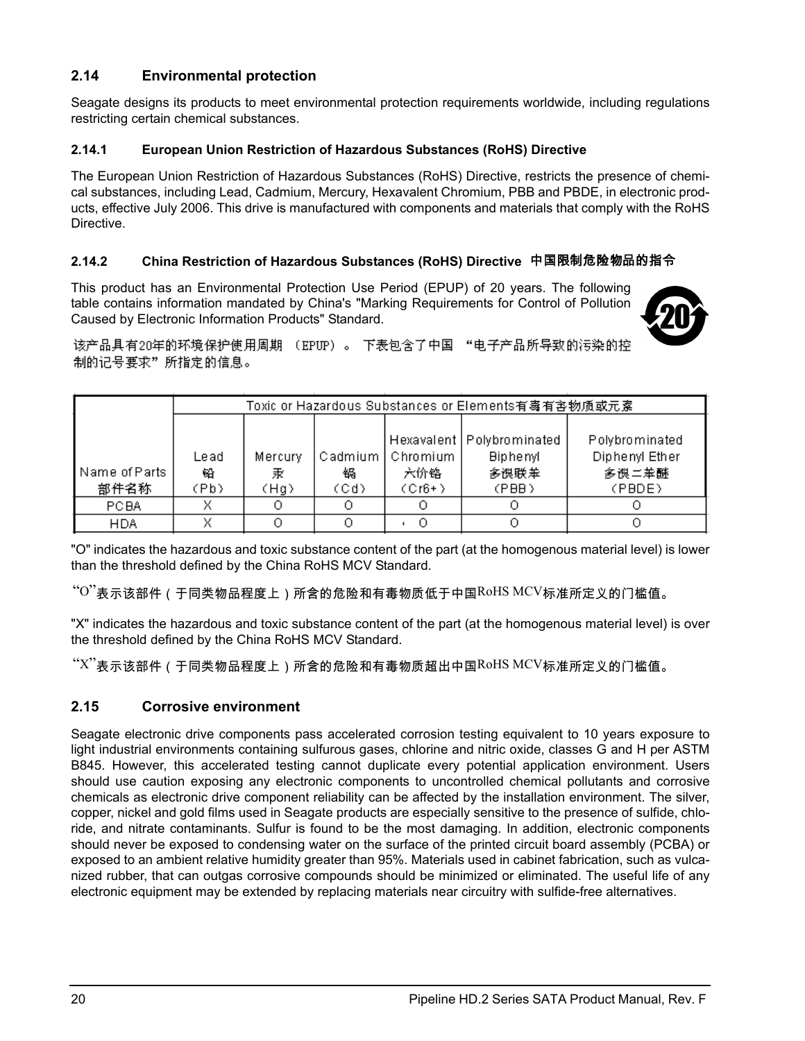## 2.14 Environmental protection

Seagate designs its products to meet environmental protection requirements worldwide, including regulations restricting certain chemical substances.

### 2.14.1 European Union Restriction of Hazardous Substances (RoHS) Directive

The European Union Restriction of Hazardous Substances (RoHS) Directive, restricts the presence of chemical substances, including Lead, Cadmium, Mercury, Hexavalent Chromium, PBB and PBDE, in electronic products, effective July 2006. This drive is manufactured with components and materials that comply with the RoHS Directive.

### 2.14.2 China Restriction of Hazardous Substances (RoHS) Directive 中国限制危险物品的指令

This product has an Environmental Protection Use Period (EPUP) of 20 years. The following table contains information mandated by China's "Marking Requirements for Control of Pollution Caused by Electronic Information Products" Standard.

该产品具有20年的环境保护使用周期 （EPUP）。 下表包含了中国 “电子产品所导致的污染的控制的记号要求” 所指定的信息。

| Name of Parts 部件名称 | Toxic or Hazardous Substances or Elements有毒有害物质或元素 | | | | | |
|---|---|---|---|---|---|---|
| | Lead 铅 (Pb) | Mercury 汞 (Hg) | Cadmium 镉 (Cd) | Hexavalent Chromium 六价铬 (Cr6+) | Polybrominated Biphenyl 多溴联苯 (PBB) | Polybrominated Diphenyl Ether 多溴二苯醚 (PBDE) |
| PCBA | X | O | O | O | O | O |
| HDA | X | O | O | O | O | O |

"O" indicates the hazardous and toxic substance content of the part (at the homogenous material level) is lower than the threshold defined by the China RoHS MCV Standard.

“O”表示该部件（于同类物品程度上）所含的危险和有毒物质低于中国RoHS MCV标准所定义的门槛值。

"X" indicates the hazardous and toxic substance content of the part (at the homogenous material level) is over the threshold defined by the China RoHS MCV Standard.

“X”表示该部件（于同类物品程度上）所含的危险和有毒物质超出中国RoHS MCV标准所定义的门槛值。

## 2.15 Corrosive environment

Seagate electronic drive components pass accelerated corrosion testing equivalent to 10 years exposure to light industrial environments containing sulfurous gases, chlorine and nitric oxide, classes G and H per ASTM B845. However, this accelerated testing cannot duplicate every potential application environment. Users should use caution exposing any electronic components to uncontrolled chemical pollutants and corrosive chemicals as electronic drive component reliability can be affected by the installation environment. The silver, copper, nickel and gold films used in Seagate products are especially sensitive to the presence of sulfide, chloride, and nitrate contaminants. Sulfur is found to be the most damaging. In addition, electronic components should never be exposed to condensing water on the surface of the printed circuit board assembly (PCBA) or exposed to an ambient relative humidity greater than 95%. Materials used in cabinet fabrication, such as vulcanized rubber, that can outgas corrosive compounds should be minimized or eliminated. The useful life of any electronic equipment may be extended by replacing materials near circuitry with sulfide-free alternatives.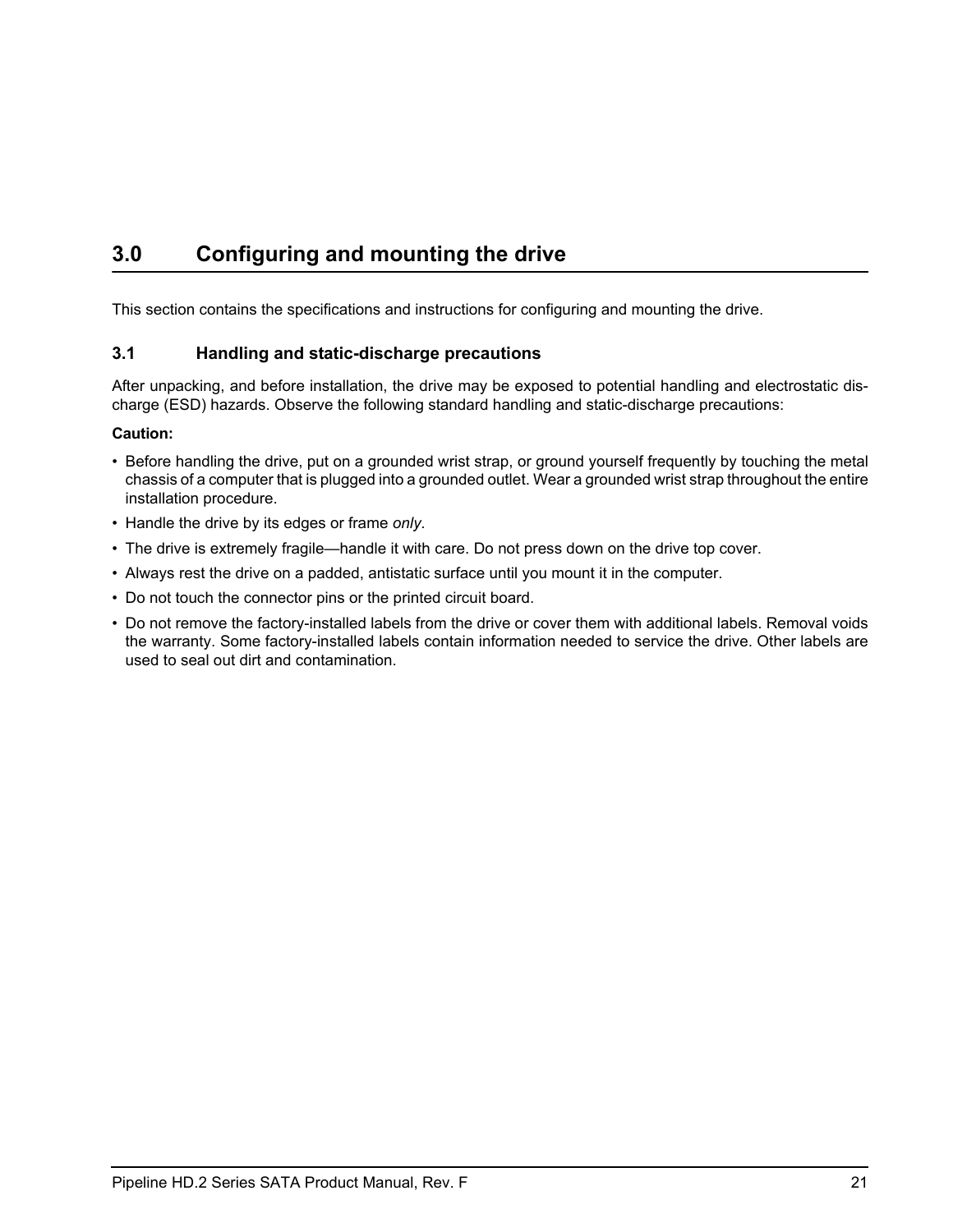# 3.0 Configuring and mounting the drive

This section contains the specifications and instructions for configuring and mounting the drive.

## 3.1 Handling and static-discharge precautions

After unpacking, and before installation, the drive may be exposed to potential handling and electrostatic discharge (ESD) hazards. Observe the following standard handling and static-discharge precautions:

**Caution:**

- Before handling the drive, put on a grounded wrist strap, or ground yourself frequently by touching the metal chassis of a computer that is plugged into a grounded outlet. Wear a grounded wrist strap throughout the entire installation procedure.
- Handle the drive by its edges or frame *only*.
- The drive is extremely fragile—handle it with care. Do not press down on the drive top cover.
- Always rest the drive on a padded, antistatic surface until you mount it in the computer.
- Do not touch the connector pins or the printed circuit board.
- Do not remove the factory-installed labels from the drive or cover them with additional labels. Removal voids the warranty. Some factory-installed labels contain information needed to service the drive. Other labels are used to seal out dirt and contamination.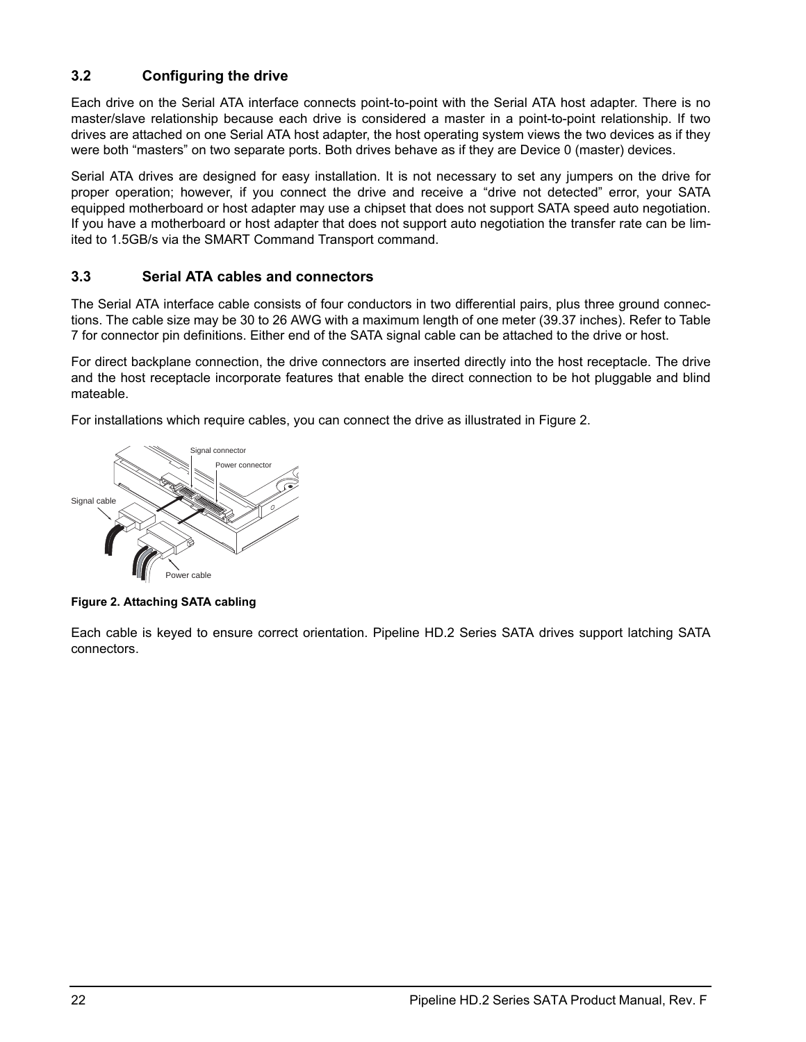### 3.2 Configuring the drive

Each drive on the Serial ATA interface connects point-to-point with the Serial ATA host adapter. There is no master/slave relationship because each drive is considered a master in a point-to-point relationship. If two drives are attached on one Serial ATA host adapter, the host operating system views the two devices as if they were both “masters” on two separate ports. Both drives behave as if they are Device 0 (master) devices.

Serial ATA drives are designed for easy installation. It is not necessary to set any jumpers on the drive for proper operation; however, if you connect the drive and receive a “drive not detected” error, your SATA equipped motherboard or host adapter may use a chipset that does not support SATA speed auto negotiation. If you have a motherboard or host adapter that does not support auto negotiation the transfer rate can be limited to 1.5GB/s via the SMART Command Transport command.

### 3.3 Serial ATA cables and connectors

The Serial ATA interface cable consists of four conductors in two differential pairs, plus three ground connections. The cable size may be 30 to 26 AWG with a maximum length of one meter (39.37 inches). Refer to Table 7 for connector pin definitions. Either end of the SATA signal cable can be attached to the drive or host.

For direct backplane connection, the drive connectors are inserted directly into the host receptacle. The drive and the host receptacle incorporate features that enable the direct connection to be hot pluggable and blind mateable.

For installations which require cables, you can connect the drive as illustrated in Figure 2.

Signal connector
Power connector
Signal cable
Power cable

**Figure 2. Attaching SATA cabling**

Each cable is keyed to ensure correct orientation. Pipeline HD.2 Series SATA drives support latching SATA connectors.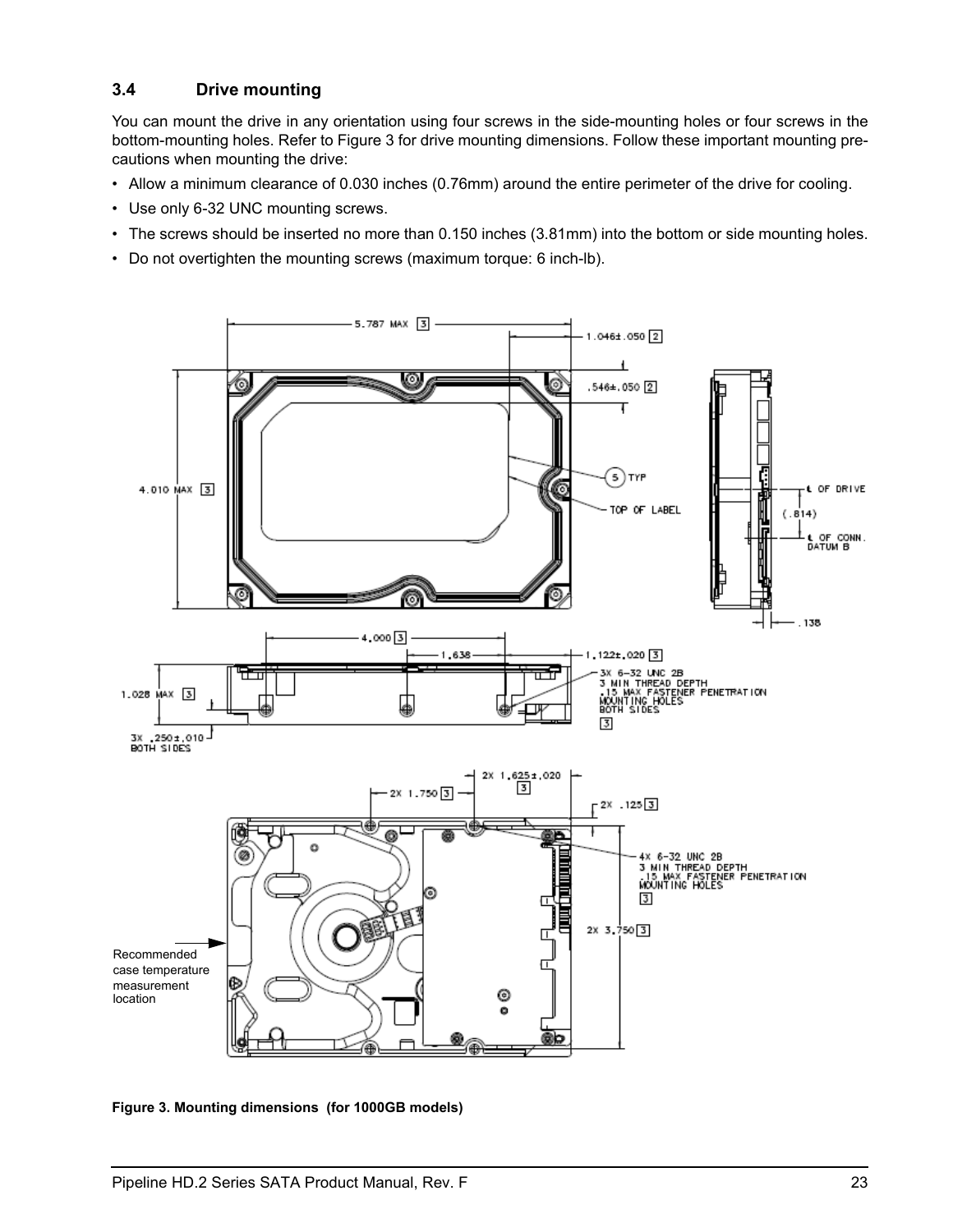### 3.4 Drive mounting

You can mount the drive in any orientation using four screws in the side-mounting holes or four screws in the bottom-mounting holes. Refer to Figure 3 for drive mounting dimensions. Follow these important mounting precautions when mounting the drive:

- Allow a minimum clearance of 0.030 inches (0.76mm) around the entire perimeter of the drive for cooling.
- Use only 6-32 UNC mounting screws.
- The screws should be inserted no more than 0.150 inches (3.81mm) into the bottom or side mounting holes.
- Do not overtighten the mounting screws (maximum torque: 6 inch-lb).

**Figure 3. Mounting dimensions (for 1000GB models)**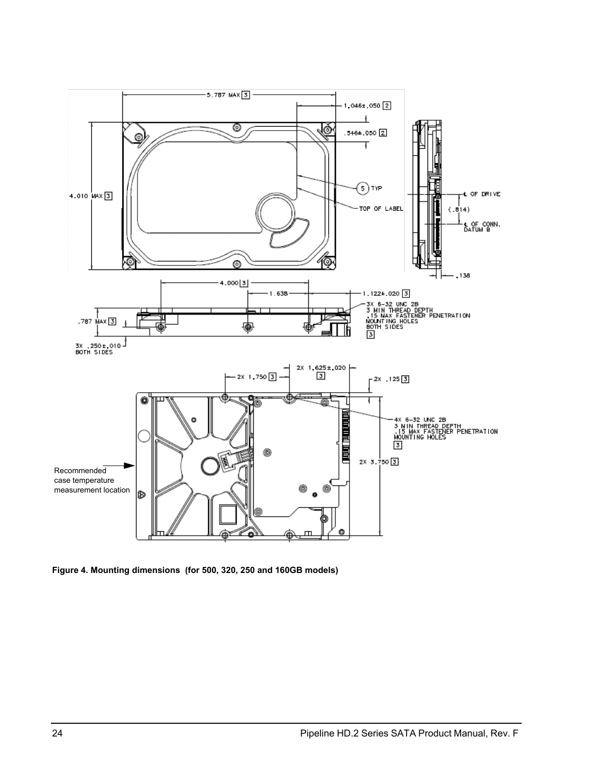5.787 MAX [3]

1.046±.050 [2]

.546±.050 [2]

4.010 MAX [3]

(5) TYP

TOP OF LABEL

℄ OF DRIVE

(.814)

℄ OF CONN. DATUM B

.138

4.000 [3]

1.638

1.122±.020 [3]

.787 MAX [3]

3X 6-32 UNC 2B
3 MIN THREAD DEPTH
.15 MAX FASTENER PENETRATION
MOUNTING HOLES
BOTH SIDES
[3]

3X .250±.010
BOTH SIDES

2X 1.750 [3]

2X 1.625±.020 [3]

2X .125 [3]

4X 6-32 UNC 2B
3 MIN THREAD DEPTH
.15 MAX FASTENER PENETRATION
MOUNTING HOLES
[3]

2X 3.750 [3]

Recommended case temperature measurement location

**Figure 4. Mounting dimensions (for 500, 320, 250 and 160GB models)**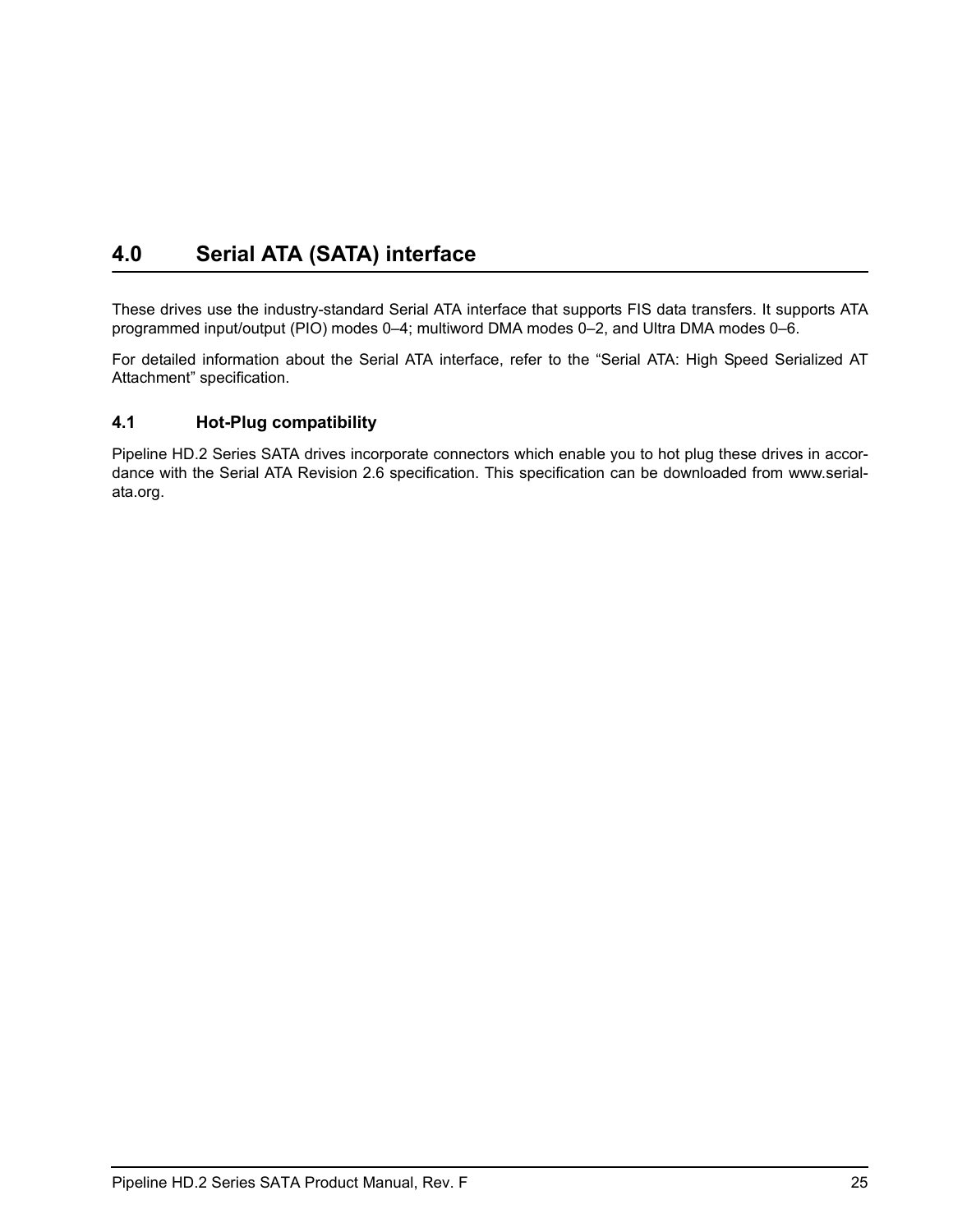# 4.0 Serial ATA (SATA) interface

These drives use the industry-standard Serial ATA interface that supports FIS data transfers. It supports ATA programmed input/output (PIO) modes 0–4; multiword DMA modes 0–2, and Ultra DMA modes 0–6.

For detailed information about the Serial ATA interface, refer to the “Serial ATA: High Speed Serialized AT Attachment” specification.

## 4.1 Hot-Plug compatibility

Pipeline HD.2 Series SATA drives incorporate connectors which enable you to hot plug these drives in accordance with the Serial ATA Revision 2.6 specification. This specification can be downloaded from www.serial-ata.org.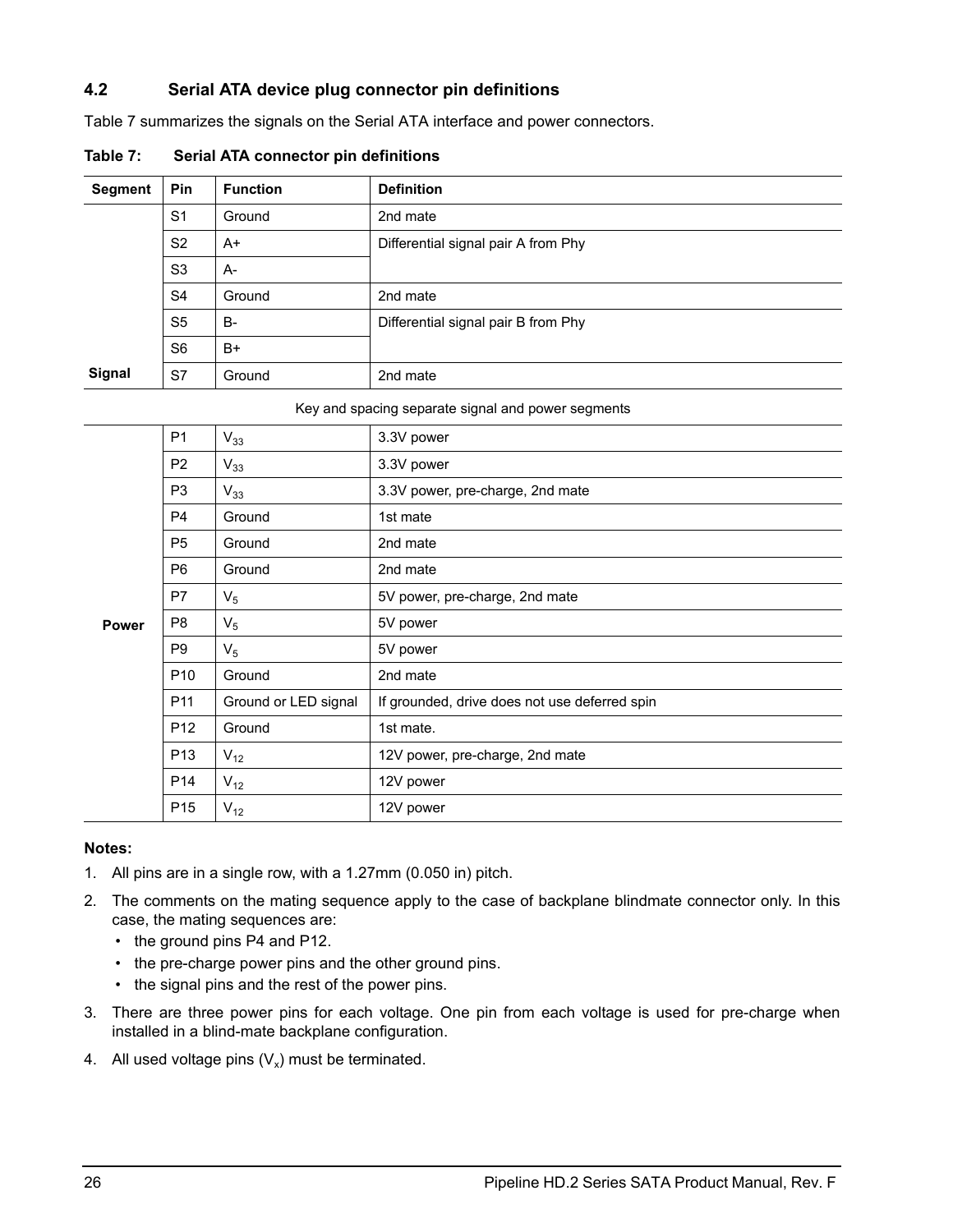## 4.2 Serial ATA device plug connector pin definitions

Table 7 summarizes the signals on the Serial ATA interface and power connectors.

**Table 7: Serial ATA connector pin definitions**

| Segment | Pin | Function | Definition |
|---|---|---|---|
| Signal | S1 | Ground | 2nd mate |
| | S2 | A+ | Differential signal pair A from Phy |
| | S3 | A- | |
| | S4 | Ground | 2nd mate |
| | S5 | B- | Differential signal pair B from Phy |
| | S6 | B+ | |
| | S7 | Ground | 2nd mate |
| Key and spacing separate signal and power segments | | | |
| Power | P1 | $V_{33}$ | 3.3V power |
| | P2 | $V_{33}$ | 3.3V power |
| | P3 | $V_{33}$ | 3.3V power, pre-charge, 2nd mate |
| | P4 | Ground | 1st mate |
| | P5 | Ground | 2nd mate |
| | P6 | Ground | 2nd mate |
| | P7 | $V_5$ | 5V power, pre-charge, 2nd mate |
| | P8 | $V_5$ | 5V power |
| | P9 | $V_5$ | 5V power |
| | P10 | Ground | 2nd mate |
| | P11 | Ground or LED signal | If grounded, drive does not use deferred spin |
| | P12 | Ground | 1st mate. |
| | P13 | $V_{12}$ | 12V power, pre-charge, 2nd mate |
| | P14 | $V_{12}$ | 12V power |
| | P15 | $V_{12}$ | 12V power |

**Notes:**

1. All pins are in a single row, with a 1.27mm (0.050 in) pitch.
2. The comments on the mating sequence apply to the case of backplane blindmate connector only. In this case, the mating sequences are:
   - the ground pins P4 and P12.
   - the pre-charge power pins and the other ground pins.
   - the signal pins and the rest of the power pins.
3. There are three power pins for each voltage. One pin from each voltage is used for pre-charge when installed in a blind-mate backplane configuration.
4. All used voltage pins ($V_x$) must be terminated.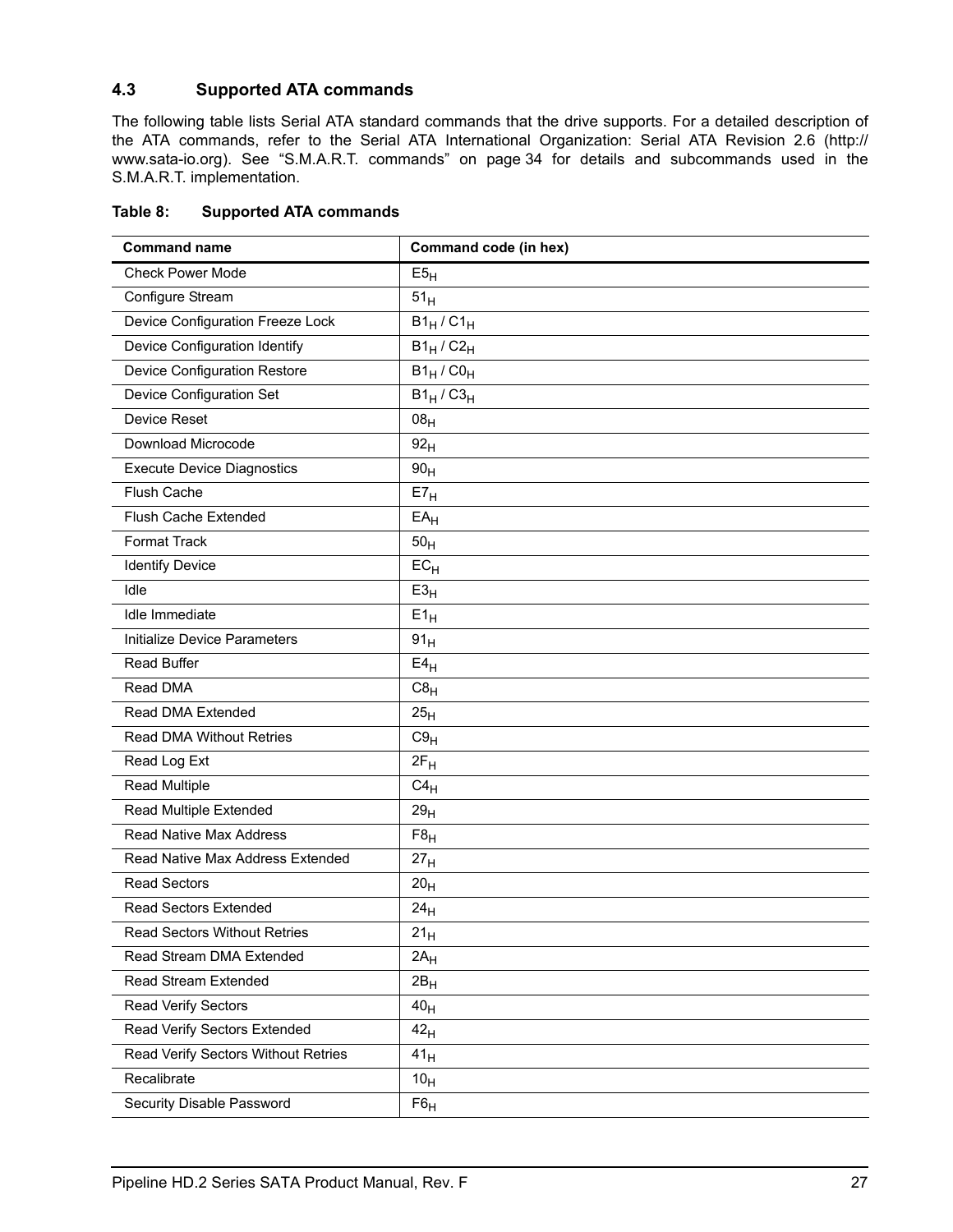### 4.3 Supported ATA commands

The following table lists Serial ATA standard commands that the drive supports. For a detailed description of the ATA commands, refer to the Serial ATA International Organization: Serial ATA Revision 2.6 (http://www.sata-io.org). See “S.M.A.R.T. commands” on page 34 for details and subcommands used in the S.M.A.R.T. implementation.

**Table 8: Supported ATA commands**

| Command name | Command code (in hex) |
| --- | --- |
| Check Power Mode | $E5_H$ |
| Configure Stream | $51_H$ |
| Device Configuration Freeze Lock | $B1_H$ / $C1_H$ |
| Device Configuration Identify | $B1_H$ / $C2_H$ |
| Device Configuration Restore | $B1_H$ / $C0_H$ |
| Device Configuration Set | $B1_H$ / $C3_H$ |
| Device Reset | $08_H$ |
| Download Microcode | $92_H$ |
| Execute Device Diagnostics | $90_H$ |
| Flush Cache | $E7_H$ |
| Flush Cache Extended | $EA_H$ |
| Format Track | $50_H$ |
| Identify Device | $EC_H$ |
| Idle | $E3_H$ |
| Idle Immediate | $E1_H$ |
| Initialize Device Parameters | $91_H$ |
| Read Buffer | $E4_H$ |
| Read DMA | $C8_H$ |
| Read DMA Extended | $25_H$ |
| Read DMA Without Retries | $C9_H$ |
| Read Log Ext | $2F_H$ |
| Read Multiple | $C4_H$ |
| Read Multiple Extended | $29_H$ |
| Read Native Max Address | $F8_H$ |
| Read Native Max Address Extended | $27_H$ |
| Read Sectors | $20_H$ |
| Read Sectors Extended | $24_H$ |
| Read Sectors Without Retries | $21_H$ |
| Read Stream DMA Extended | $2A_H$ |
| Read Stream Extended | $2B_H$ |
| Read Verify Sectors | $40_H$ |
| Read Verify Sectors Extended | $42_H$ |
| Read Verify Sectors Without Retries | $41_H$ |
| Recalibrate | $10_H$ |
| Security Disable Password | $F6_H$ |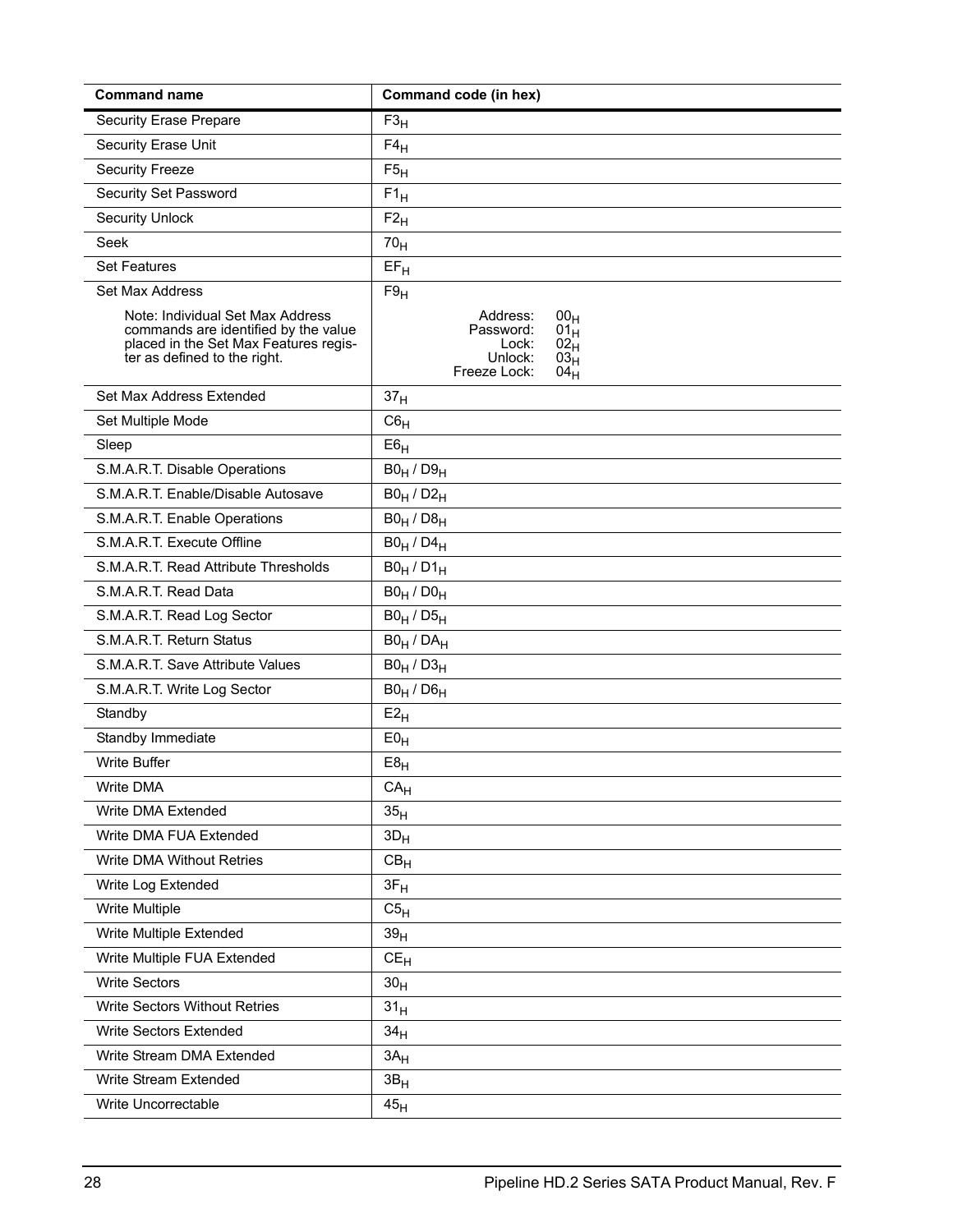| Command name | Command code (in hex) |
| --- | --- |
| Security Erase Prepare | $F3_H$ |
| Security Erase Unit | $F4_H$ |
| Security Freeze | $F5_H$ |
| Security Set Password | $F1_H$ |
| Security Unlock | $F2_H$ |
| Seek | $70_H$ |
| Set Features | $EF_H$ |
| Set Max Address | $F9_H$ |
| Note: Individual Set Max Address commands are identified by the value placed in the Set Max Features register as defined to the right. | Address: $00_H$<br>Password: $01_H$<br>Lock: $02_H$<br>Unlock: $03_H$<br>Freeze Lock: $04_H$ |
| Set Max Address Extended | $37_H$ |
| Set Multiple Mode | $C6_H$ |
| Sleep | $E6_H$ |
| S.M.A.R.T. Disable Operations | $B0_H$ / $D9_H$ |
| S.M.A.R.T. Enable/Disable Autosave | $B0_H$ / $D2_H$ |
| S.M.A.R.T. Enable Operations | $B0_H$ / $D8_H$ |
| S.M.A.R.T. Execute Offline | $B0_H$ / $D4_H$ |
| S.M.A.R.T. Read Attribute Thresholds | $B0_H$ / $D1_H$ |
| S.M.A.R.T. Read Data | $B0_H$ / $D0_H$ |
| S.M.A.R.T. Read Log Sector | $B0_H$ / $D5_H$ |
| S.M.A.R.T. Return Status | $B0_H$ / $DA_H$ |
| S.M.A.R.T. Save Attribute Values | $B0_H$ / $D3_H$ |
| S.M.A.R.T. Write Log Sector | $B0_H$ / $D6_H$ |
| Standby | $E2_H$ |
| Standby Immediate | $E0_H$ |
| Write Buffer | $E8_H$ |
| Write DMA | $CA_H$ |
| Write DMA Extended | $35_H$ |
| Write DMA FUA Extended | $3D_H$ |
| Write DMA Without Retries | $CB_H$ |
| Write Log Extended | $3F_H$ |
| Write Multiple | $C5_H$ |
| Write Multiple Extended | $39_H$ |
| Write Multiple FUA Extended | $CE_H$ |
| Write Sectors | $30_H$ |
| Write Sectors Without Retries | $31_H$ |
| Write Sectors Extended | $34_H$ |
| Write Stream DMA Extended | $3A_H$ |
| Write Stream Extended | $3B_H$ |
| Write Uncorrectable | $45_H$ |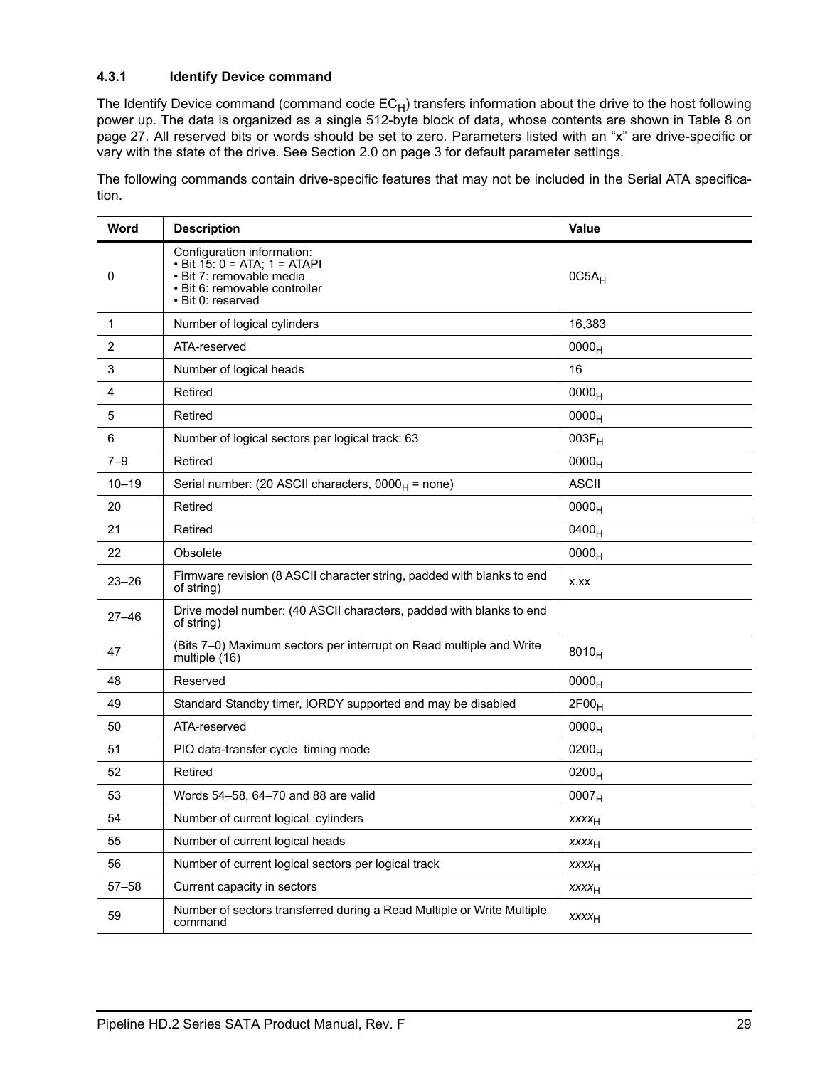### 4.3.1 Identify Device command

The Identify Device command (command code $EC_H$) transfers information about the drive to the host following power up. The data is organized as a single 512-byte block of data, whose contents are shown in Table 8 on page 27. All reserved bits or words should be set to zero. Parameters listed with an “x” are drive-specific or vary with the state of the drive. See Section 2.0 on page 3 for default parameter settings.

The following commands contain drive-specific features that may not be included in the Serial ATA specification.

| Word | Description | Value |
|---|---|---|
| 0 | Configuration information:<br>• Bit 15: 0 = ATA; 1 = ATAPI<br>• Bit 7: removable media<br>• Bit 6: removable controller<br>• Bit 0: reserved | $0C5A_H$ |
| 1 | Number of logical cylinders | 16,383 |
| 2 | ATA-reserved | $0000_H$ |
| 3 | Number of logical heads | 16 |
| 4 | Retired | $0000_H$ |
| 5 | Retired | $0000_H$ |
| 6 | Number of logical sectors per logical track: 63 | $003F_H$ |
| 7–9 | Retired | $0000_H$ |
| 10–19 | Serial number: (20 ASCII characters, $0000_H$ = none) | ASCII |
| 20 | Retired | $0000_H$ |
| 21 | Retired | $0400_H$ |
| 22 | Obsolete | $0000_H$ |
| 23–26 | Firmware revision (8 ASCII character string, padded with blanks to end of string) | x.xx |
| 27–46 | Drive model number: (40 ASCII characters, padded with blanks to end of string) | |
| 47 | (Bits 7–0) Maximum sectors per interrupt on Read multiple and Write multiple (16) | $8010_H$ |
| 48 | Reserved | $0000_H$ |
| 49 | Standard Standby timer, IORDY supported and may be disabled | $2F00_H$ |
| 50 | ATA-reserved | $0000_H$ |
| 51 | PIO data-transfer cycle timing mode | $0200_H$ |
| 52 | Retired | $0200_H$ |
| 53 | Words 54–58, 64–70 and 88 are valid | $0007_H$ |
| 54 | Number of current logical cylinders | $xxxx_H$ |
| 55 | Number of current logical heads | $xxxx_H$ |
| 56 | Number of current logical sectors per logical track | $xxxx_H$ |
| 57–58 | Current capacity in sectors | $xxxx_H$ |
| 59 | Number of sectors transferred during a Read Multiple or Write Multiple command | $xxxx_H$ |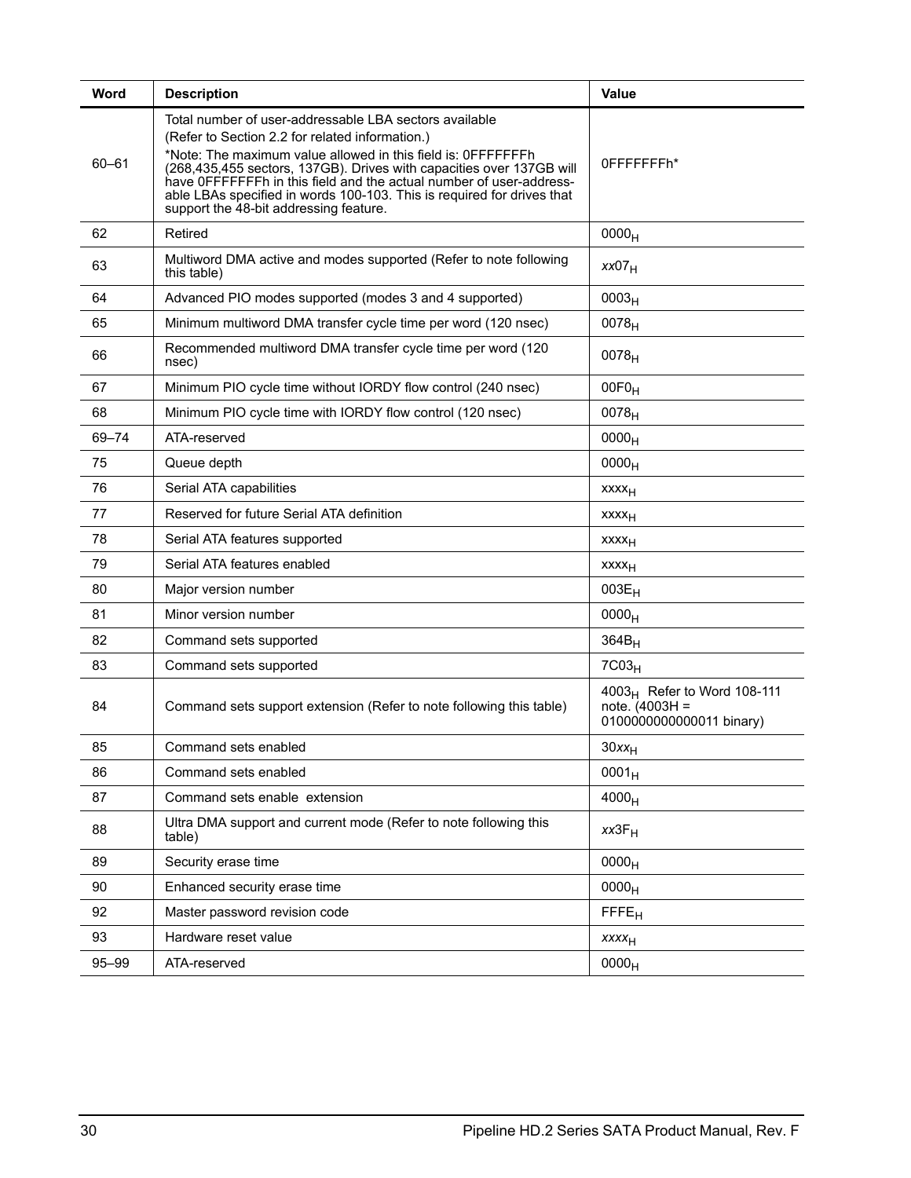| Word | Description | Value |
| --- | --- | --- |
| 60–61 | Total number of user-addressable LBA sectors available<br>(Refer to Section 2.2 for related information.)<br>*Note: The maximum value allowed in this field is: 0FFFFFFFh (268,435,455 sectors, 137GB). Drives with capacities over 137GB will have 0FFFFFFFh in this field and the actual number of user-addressable LBAs specified in words 100-103. This is required for drives that support the 48-bit addressing feature. | 0FFFFFFFh* |
| 62 | Retired | $0000_H$ |
| 63 | Multiword DMA active and modes supported (Refer to note following this table) | *xx*$07_H$ |
| 64 | Advanced PIO modes supported (modes 3 and 4 supported) | $0003_H$ |
| 65 | Minimum multiword DMA transfer cycle time per word (120 nsec) | $0078_H$ |
| 66 | Recommended multiword DMA transfer cycle time per word (120 nsec) | $0078_H$ |
| 67 | Minimum PIO cycle time without IORDY flow control (240 nsec) | $00F0_H$ |
| 68 | Minimum PIO cycle time with IORDY flow control (120 nsec) | $0078_H$ |
| 69–74 | ATA-reserved | $0000_H$ |
| 75 | Queue depth | $0000_H$ |
| 76 | Serial ATA capabilities | $xxxx_H$ |
| 77 | Reserved for future Serial ATA definition | $xxxx_H$ |
| 78 | Serial ATA features supported | $xxxx_H$ |
| 79 | Serial ATA features enabled | $xxxx_H$ |
| 80 | Major version number | $003E_H$ |
| 81 | Minor version number | $0000_H$ |
| 82 | Command sets supported | $364B_H$ |
| 83 | Command sets supported | $7C03_H$ |
| 84 | Command sets support extension (Refer to note following this table) | $4003_H$ Refer to Word 108-111 note. (4003H = 0100000000000011 binary) |
| 85 | Command sets enabled | 30*xx*$_H$ |
| 86 | Command sets enabled | $0001_H$ |
| 87 | Command sets enable extension | $4000_H$ |
| 88 | Ultra DMA support and current mode (Refer to note following this table) | *xx*$3F_H$ |
| 89 | Security erase time | $0000_H$ |
| 90 | Enhanced security erase time | $0000_H$ |
| 92 | Master password revision code | $FFFE_H$ |
| 93 | Hardware reset value | *xxxx*$_H$ |
| 95–99 | ATA-reserved | $0000_H$ |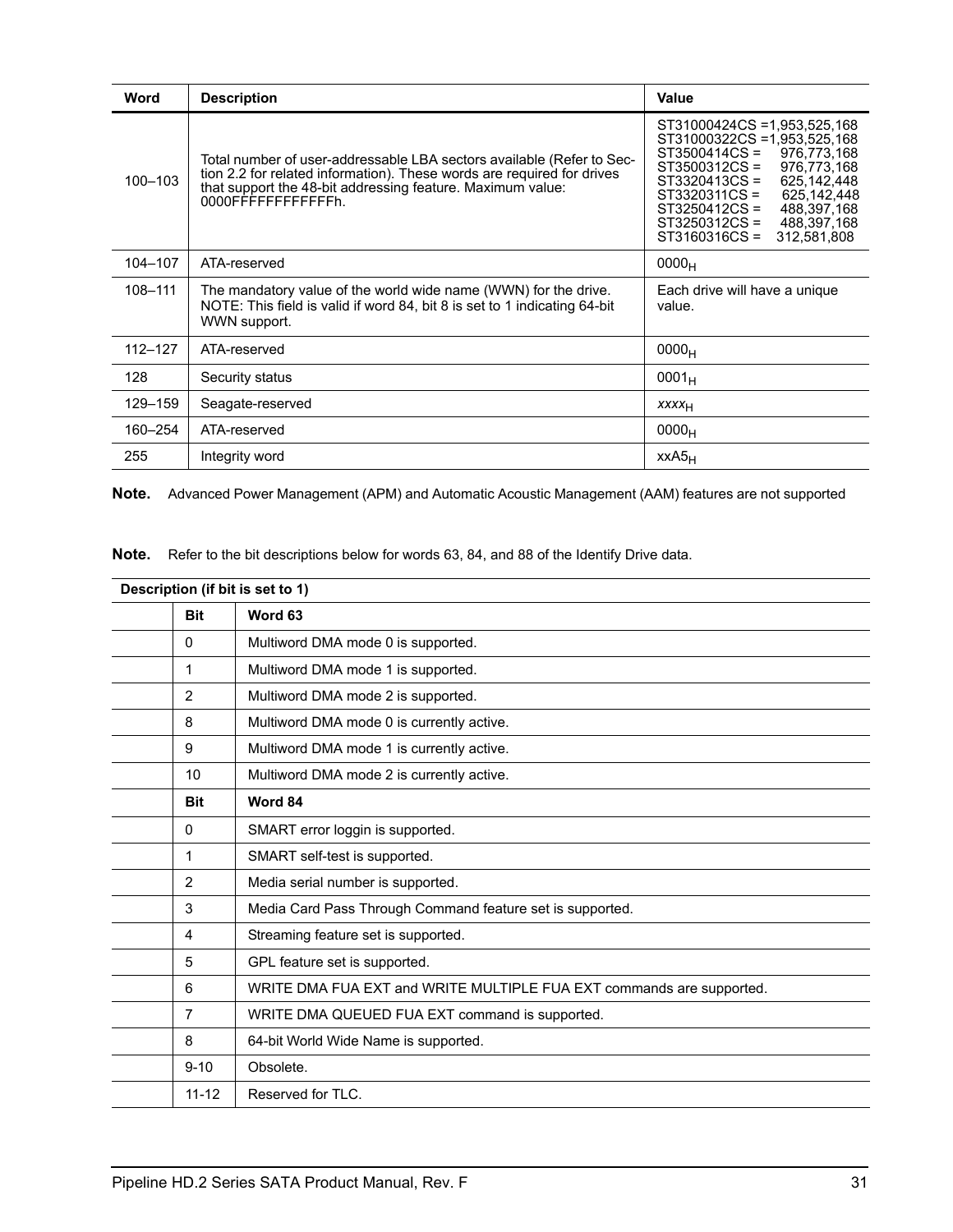| Word | Description | Value |
|---|---|---|
| 100–103 | Total number of user-addressable LBA sectors available (Refer to Section 2.2 for related information). These words are required for drives that support the 48-bit addressing feature. Maximum value: 0000FFFFFFFFFFFFh. | ST31000424CS =1,953,525,168<br>ST31000322CS =1,953,525,168<br>ST3500414CS = 976,773,168<br>ST3500312CS = 976,773,168<br>ST3320413CS = 625,142,448<br>ST3320311CS = 625,142,448<br>ST3250412CS = 488,397,168<br>ST3250312CS = 488,397,168<br>ST3160316CS = 312,581,808 |
| 104–107 | ATA-reserved | $0000_H$ |
| 108–111 | The mandatory value of the world wide name (WWN) for the drive. NOTE: This field is valid if word 84, bit 8 is set to 1 indicating 64-bit WWN support. | Each drive will have a unique value. |
| 112–127 | ATA-reserved | $0000_H$ |
| 128 | Security status | $0001_H$ |
| 129–159 | Seagate-reserved | *xxxx*$_H$ |
| 160–254 | ATA-reserved | $0000_H$ |
| 255 | Integrity word | $xxA5_H$ |

**Note.** Advanced Power Management (APM) and Automatic Acoustic Management (AAM) features are not supported

**Note.** Refer to the bit descriptions below for words 63, 84, and 88 of the Identify Drive data.

| Description (if bit is set to 1) | | |
|---|---|---|
| | **Bit** | **Word 63** |
| | 0 | Multiword DMA mode 0 is supported. |
| | 1 | Multiword DMA mode 1 is supported. |
| | 2 | Multiword DMA mode 2 is supported. |
| | 8 | Multiword DMA mode 0 is currently active. |
| | 9 | Multiword DMA mode 1 is currently active. |
| | 10 | Multiword DMA mode 2 is currently active. |
| | **Bit** | **Word 84** |
| | 0 | SMART error loggin is supported. |
| | 1 | SMART self-test is supported. |
| | 2 | Media serial number is supported. |
| | 3 | Media Card Pass Through Command feature set is supported. |
| | 4 | Streaming feature set is supported. |
| | 5 | GPL feature set is supported. |
| | 6 | WRITE DMA FUA EXT and WRITE MULTIPLE FUA EXT commands are supported. |
| | 7 | WRITE DMA QUEUED FUA EXT command is supported. |
| | 8 | 64-bit World Wide Name is supported. |
| | 9-10 | Obsolete. |
| | 11-12 | Reserved for TLC. |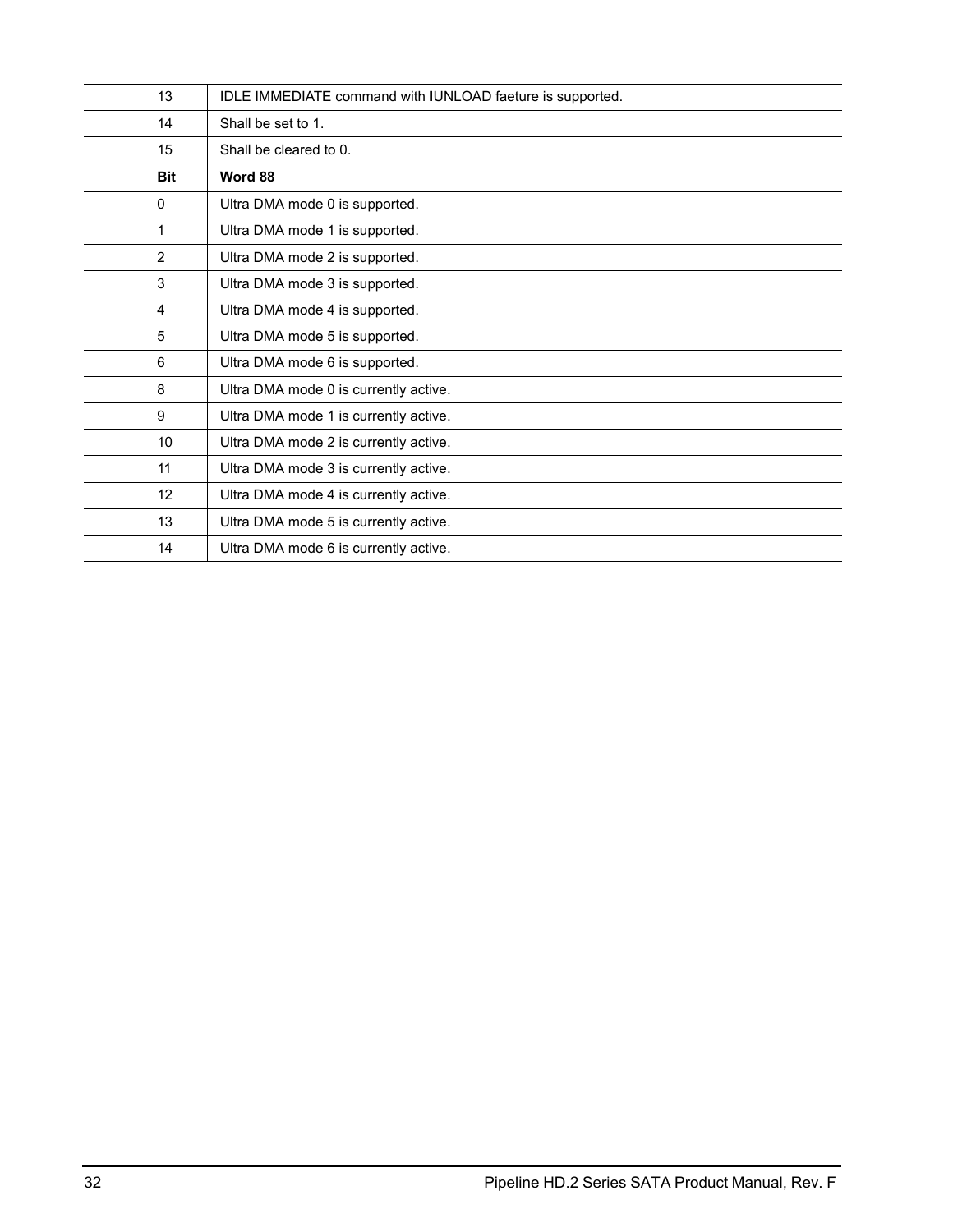|  | 13 | IDLE IMMEDIATE command with IUNLOAD faeture is supported. |
|---|---|---|
|  | 14 | Shall be set to 1. |
|  | 15 | Shall be cleared to 0. |
|  | **Bit** | **Word 88** |
|  | 0 | Ultra DMA mode 0 is supported. |
|  | 1 | Ultra DMA mode 1 is supported. |
|  | 2 | Ultra DMA mode 2 is supported. |
|  | 3 | Ultra DMA mode 3 is supported. |
|  | 4 | Ultra DMA mode 4 is supported. |
|  | 5 | Ultra DMA mode 5 is supported. |
|  | 6 | Ultra DMA mode 6 is supported. |
|  | 8 | Ultra DMA mode 0 is currently active. |
|  | 9 | Ultra DMA mode 1 is currently active. |
|  | 10 | Ultra DMA mode 2 is currently active. |
|  | 11 | Ultra DMA mode 3 is currently active. |
|  | 12 | Ultra DMA mode 4 is currently active. |
|  | 13 | Ultra DMA mode 5 is currently active. |
|  | 14 | Ultra DMA mode 6 is currently active. |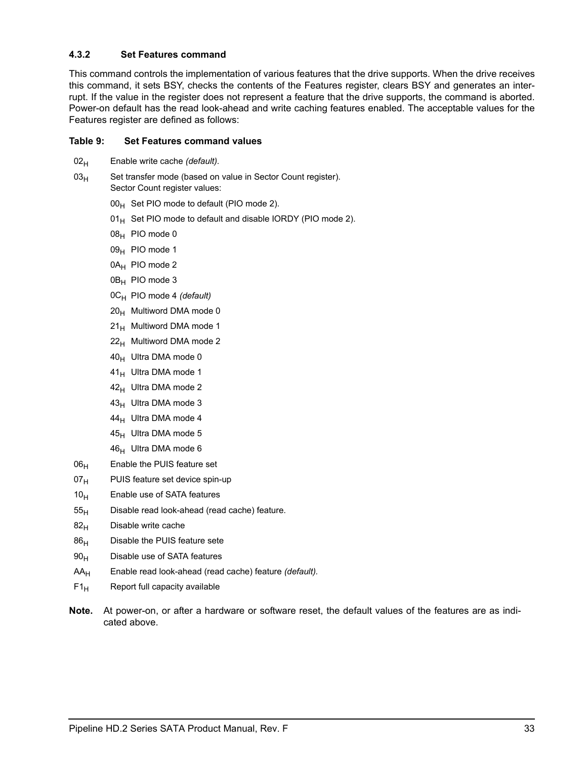### 4.3.2 Set Features command

This command controls the implementation of various features that the drive supports. When the drive receives this command, it sets BSY, checks the contents of the Features register, clears BSY and generates an interrupt. If the value in the register does not represent a feature that the drive supports, the command is aborted. Power-on default has the read look-ahead and write caching features enabled. The acceptable values for the Features register are defined as follows:

**Table 9: Set Features command values**

| Value | Description |
|---|---|
| $02_H$ | Enable write cache *(default).* |
| $03_H$ | Set transfer mode (based on value in Sector Count register).<br>Sector Count register values: |
| | $00_H$ Set PIO mode to default (PIO mode 2). |
| | $01_H$ Set PIO mode to default and disable IORDY (PIO mode 2). |
| | $08_H$ PIO mode 0 |
| | $09_H$ PIO mode 1 |
| | $0A_H$ PIO mode 2 |
| | $0B_H$ PIO mode 3 |
| | $0C_H$ PIO mode 4 *(default)* |
| | $20_H$ Multiword DMA mode 0 |
| | $21_H$ Multiword DMA mode 1 |
| | $22_H$ Multiword DMA mode 2 |
| | $40_H$ Ultra DMA mode 0 |
| | $41_H$ Ultra DMA mode 1 |
| | $42_H$ Ultra DMA mode 2 |
| | $43_H$ Ultra DMA mode 3 |
| | $44_H$ Ultra DMA mode 4 |
| | $45_H$ Ultra DMA mode 5 |
| | $46_H$ Ultra DMA mode 6 |
| $06_H$ | Enable the PUIS feature set |
| $07_H$ | PUIS feature set device spin-up |
| $10_H$ | Enable use of SATA features |
| $55_H$ | Disable read look-ahead (read cache) feature. |
| $82_H$ | Disable write cache |
| $86_H$ | Disable the PUIS feature sete |
| $90_H$ | Disable use of SATA features |
| $AA_H$ | Enable read look-ahead (read cache) feature *(default).* |
| $F1_H$ | Report full capacity available |

**Note.** At power-on, or after a hardware or software reset, the default values of the features are as indicated above.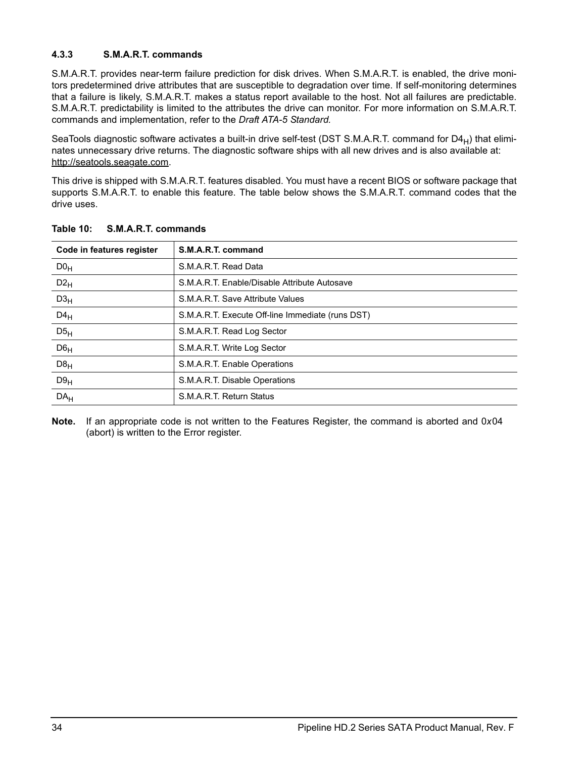### 4.3.3 S.M.A.R.T. commands

S.M.A.R.T. provides near-term failure prediction for disk drives. When S.M.A.R.T. is enabled, the drive monitors predetermined drive attributes that are susceptible to degradation over time. If self-monitoring determines that a failure is likely, S.M.A.R.T. makes a status report available to the host. Not all failures are predictable. S.M.A.R.T. predictability is limited to the attributes the drive can monitor. For more information on S.M.A.R.T. commands and implementation, refer to the *Draft ATA-5 Standard.*

SeaTools diagnostic software activates a built-in drive self-test (DST S.M.A.R.T. command for $D4_H$) that eliminates unnecessary drive returns. The diagnostic software ships with all new drives and is also available at: http://seatools.seagate.com.

This drive is shipped with S.M.A.R.T. features disabled. You must have a recent BIOS or software package that supports S.M.A.R.T. to enable this feature. The table below shows the S.M.A.R.T. command codes that the drive uses.

**Table 10: S.M.A.R.T. commands**

| Code in features register | S.M.A.R.T. command |
|---|---|
| $D0_H$ | S.M.A.R.T. Read Data |
| $D2_H$ | S.M.A.R.T. Enable/Disable Attribute Autosave |
| $D3_H$ | S.M.A.R.T. Save Attribute Values |
| $D4_H$ | S.M.A.R.T. Execute Off-line Immediate (runs DST) |
| $D5_H$ | S.M.A.R.T. Read Log Sector |
| $D6_H$ | S.M.A.R.T. Write Log Sector |
| $D8_H$ | S.M.A.R.T. Enable Operations |
| $D9_H$ | S.M.A.R.T. Disable Operations |
| $DA_H$ | S.M.A.R.T. Return Status |

**Note.** If an appropriate code is not written to the Features Register, the command is aborted and 0x04 (abort) is written to the Error register.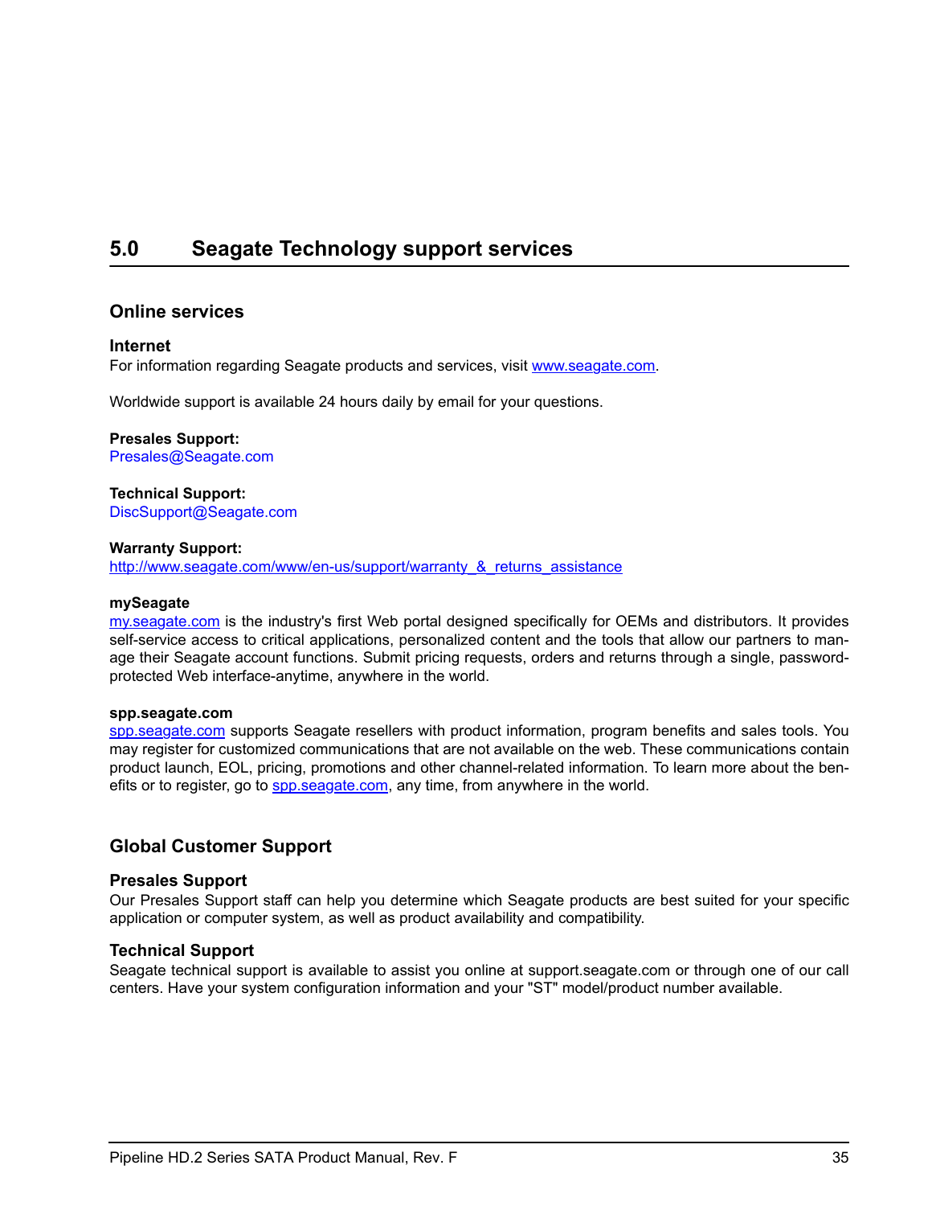# 5.0 Seagate Technology support services

## Online services

### Internet

For information regarding Seagate products and services, visit www.seagate.com.

Worldwide support is available 24 hours daily by email for your questions.

**Presales Support:**
Presales@Seagate.com

**Technical Support:**
DiscSupport@Seagate.com

**Warranty Support:**
http://www.seagate.com/www/en-us/support/warranty_&_returns_assistance

**mySeagate**

my.seagate.com is the industry's first Web portal designed specifically for OEMs and distributors. It provides self-service access to critical applications, personalized content and the tools that allow our partners to manage their Seagate account functions. Submit pricing requests, orders and returns through a single, password-protected Web interface-anytime, anywhere in the world.

**spp.seagate.com**

spp.seagate.com supports Seagate resellers with product information, program benefits and sales tools. You may register for customized communications that are not available on the web. These communications contain product launch, EOL, pricing, promotions and other channel-related information. To learn more about the benefits or to register, go to spp.seagate.com, any time, from anywhere in the world.

## Global Customer Support

### Presales Support

Our Presales Support staff can help you determine which Seagate products are best suited for your specific application or computer system, as well as product availability and compatibility.

### Technical Support

Seagate technical support is available to assist you online at support.seagate.com or through one of our call centers. Have your system configuration information and your "ST" model/product number available.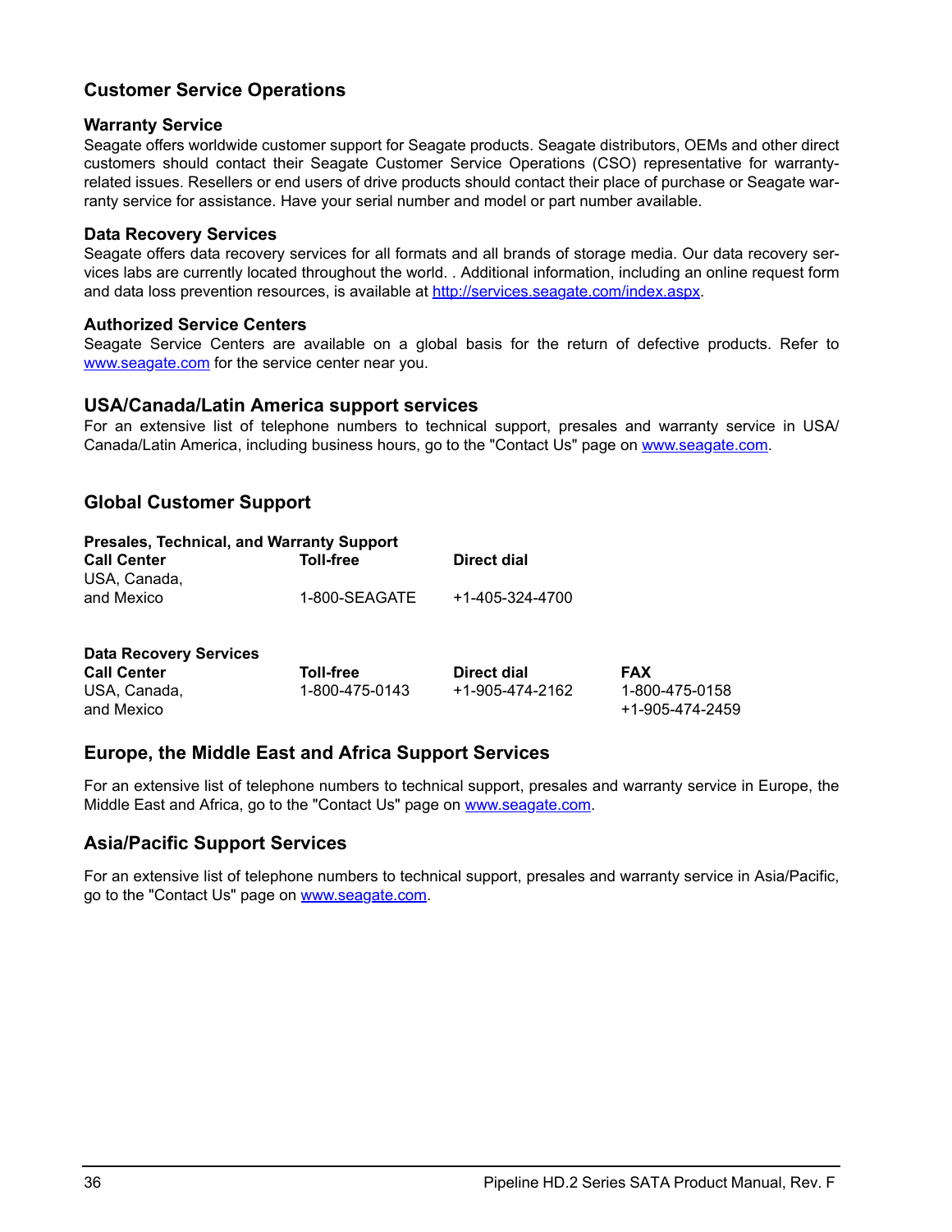## Customer Service Operations

### Warranty Service

Seagate offers worldwide customer support for Seagate products. Seagate distributors, OEMs and other direct customers should contact their Seagate Customer Service Operations (CSO) representative for warranty-related issues. Resellers or end users of drive products should contact their place of purchase or Seagate warranty service for assistance. Have your serial number and model or part number available.

### Data Recovery Services

Seagate offers data recovery services for all formats and all brands of storage media. Our data recovery services labs are currently located throughout the world. . Additional information, including an online request form and data loss prevention resources, is available at http://services.seagate.com/index.aspx.

### Authorized Service Centers

Seagate Service Centers are available on a global basis for the return of defective products. Refer to www.seagate.com for the service center near you.

## USA/Canada/Latin America support services

For an extensive list of telephone numbers to technical support, presales and warranty service in USA/Canada/Latin America, including business hours, go to the "Contact Us" page on www.seagate.com.

## Global Customer Support

**Presales, Technical, and Warranty Support**

| Call Center | Toll-free | Direct dial |
|---|---|---|
| USA, Canada, and Mexico | 1-800-SEAGATE | +1-405-324-4700 |

**Data Recovery Services**

| Call Center | Toll-free | Direct dial | FAX |
|---|---|---|---|
| USA, Canada, and Mexico | 1-800-475-0143 | +1-905-474-2162 | 1-800-475-0158<br>+1-905-474-2459 |

## Europe, the Middle East and Africa Support Services

For an extensive list of telephone numbers to technical support, presales and warranty service in Europe, the Middle East and Africa, go to the "Contact Us" page on www.seagate.com.

## Asia/Pacific Support Services

For an extensive list of telephone numbers to technical support, presales and warranty service in Asia/Pacific, go to the "Contact Us" page on www.seagate.com.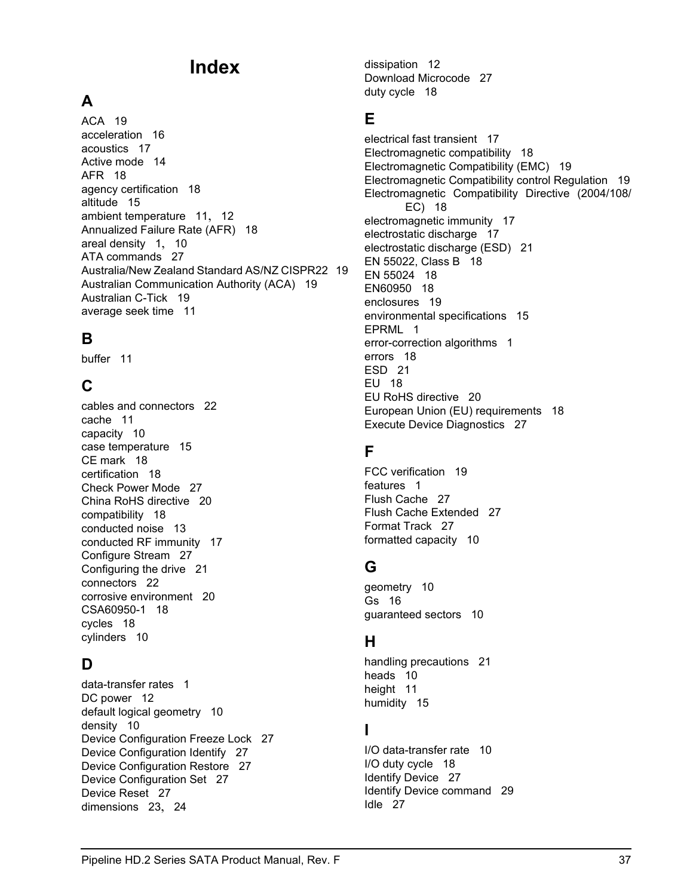# Index

## A

ACA 19
acceleration 16
acoustics 17
Active mode 14
AFR 18
agency certification 18
altitude 15
ambient temperature 11, 12
Annualized Failure Rate (AFR) 18
areal density 1, 10
ATA commands 27
Australia/New Zealand Standard AS/NZ CISPR22 19
Australian Communication Authority (ACA) 19
Australian C-Tick 19
average seek time 11

## B

buffer 11

## C

cables and connectors 22
cache 11
capacity 10
case temperature 15
CE mark 18
certification 18
Check Power Mode 27
China RoHS directive 20
compatibility 18
conducted noise 13
conducted RF immunity 17
Configure Stream 27
Configuring the drive 21
connectors 22
corrosive environment 20
CSA60950-1 18
cycles 18
cylinders 10

## D

data-transfer rates 1
DC power 12
default logical geometry 10
density 10
Device Configuration Freeze Lock 27
Device Configuration Identify 27
Device Configuration Restore 27
Device Configuration Set 27
Device Reset 27
dimensions 23, 24
dissipation 12
Download Microcode 27
duty cycle 18

## E

electrical fast transient 17
Electromagnetic compatibility 18
Electromagnetic Compatibility (EMC) 19
Electromagnetic Compatibility control Regulation 19
Electromagnetic Compatibility Directive (2004/108/EC) 18
electromagnetic immunity 17
electrostatic discharge 17
electrostatic discharge (ESD) 21
EN 55022, Class B 18
EN 55024 18
EN60950 18
enclosures 19
environmental specifications 15
EPRML 1
error-correction algorithms 1
errors 18
ESD 21
EU 18
EU RoHS directive 20
European Union (EU) requirements 18
Execute Device Diagnostics 27

## F

FCC verification 19
features 1
Flush Cache 27
Flush Cache Extended 27
Format Track 27
formatted capacity 10

## G

geometry 10
Gs 16
guaranteed sectors 10

## H

handling precautions 21
heads 10
height 11
humidity 15

## I

I/O data-transfer rate 10
I/O duty cycle 18
Identify Device 27
Identify Device command 29
Idle 27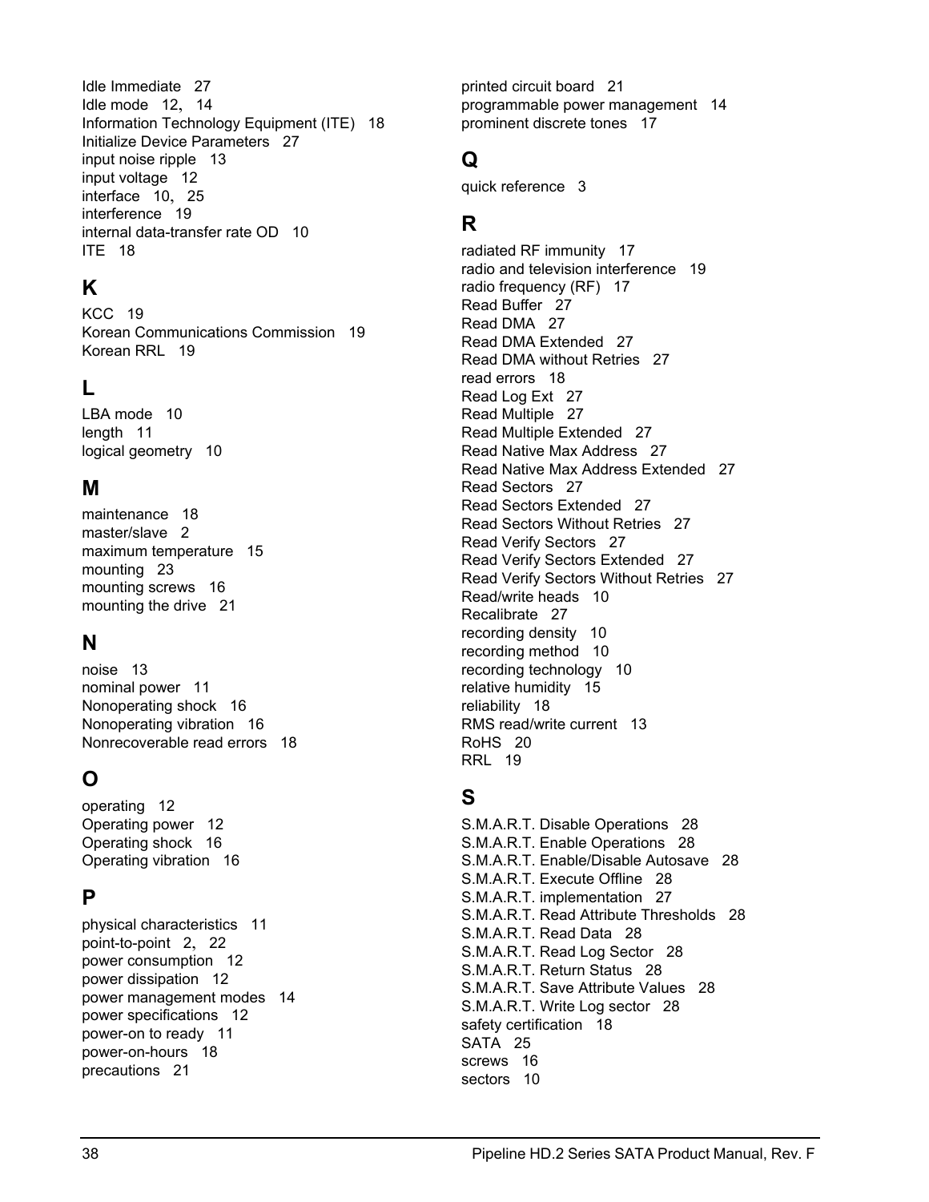Idle Immediate 27
Idle mode 12, 14
Information Technology Equipment (ITE) 18
Initialize Device Parameters 27
input noise ripple 13
input voltage 12
interface 10, 25
interference 19
internal data-transfer rate OD 10
ITE 18

## K

KCC 19
Korean Communications Commission 19
Korean RRL 19

## L

LBA mode 10
length 11
logical geometry 10

## M

maintenance 18
master/slave 2
maximum temperature 15
mounting 23
mounting screws 16
mounting the drive 21

## N

noise 13
nominal power 11
Nonoperating shock 16
Nonoperating vibration 16
Nonrecoverable read errors 18

## O

operating 12
Operating power 12
Operating shock 16
Operating vibration 16

## P

physical characteristics 11
point-to-point 2, 22
power consumption 12
power dissipation 12
power management modes 14
power specifications 12
power-on to ready 11
power-on-hours 18
precautions 21
printed circuit board 21
programmable power management 14
prominent discrete tones 17

## Q

quick reference 3

## R

radiated RF immunity 17
radio and television interference 19
radio frequency (RF) 17
Read Buffer 27
Read DMA 27
Read DMA Extended 27
Read DMA without Retries 27
read errors 18
Read Log Ext 27
Read Multiple 27
Read Multiple Extended 27
Read Native Max Address 27
Read Native Max Address Extended 27
Read Sectors 27
Read Sectors Extended 27
Read Sectors Without Retries 27
Read Verify Sectors 27
Read Verify Sectors Extended 27
Read Verify Sectors Without Retries 27
Read/write heads 10
Recalibrate 27
recording density 10
recording method 10
recording technology 10
relative humidity 15
reliability 18
RMS read/write current 13
RoHS 20
RRL 19

## S

S.M.A.R.T. Disable Operations 28
S.M.A.R.T. Enable Operations 28
S.M.A.R.T. Enable/Disable Autosave 28
S.M.A.R.T. Execute Offline 28
S.M.A.R.T. implementation 27
S.M.A.R.T. Read Attribute Thresholds 28
S.M.A.R.T. Read Data 28
S.M.A.R.T. Read Log Sector 28
S.M.A.R.T. Return Status 28
S.M.A.R.T. Save Attribute Values 28
S.M.A.R.T. Write Log sector 28
safety certification 18
SATA 25
screws 16
sectors 10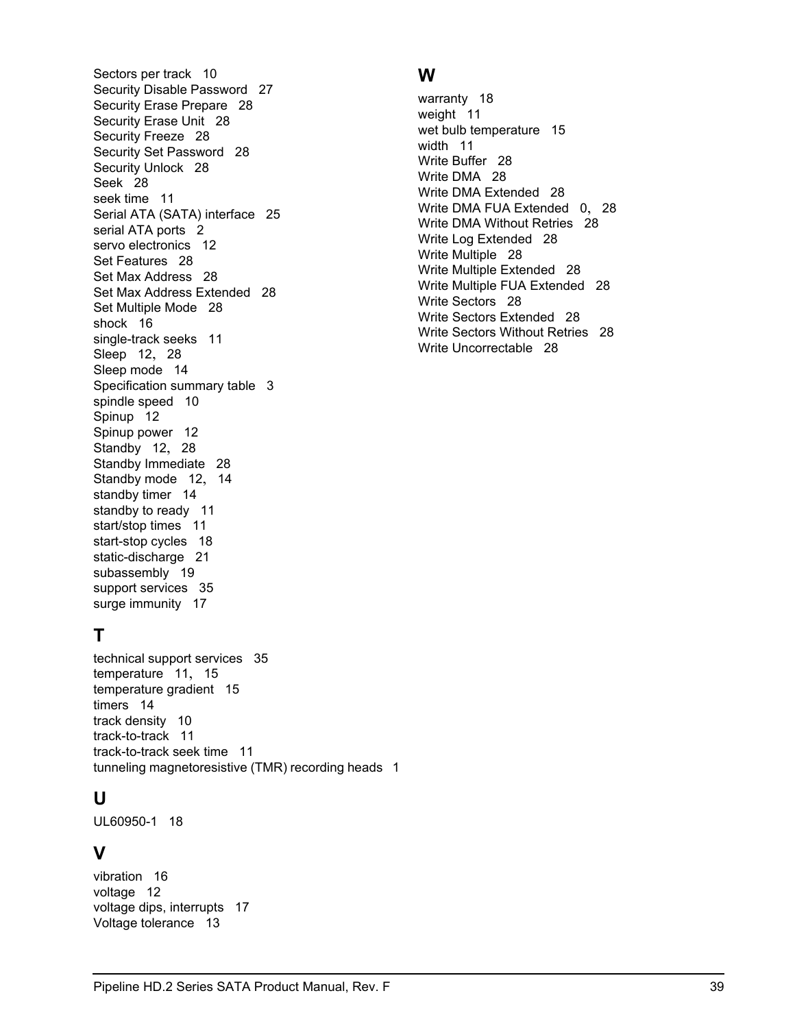Sectors per track 10
Security Disable Password 27
Security Erase Prepare 28
Security Erase Unit 28
Security Freeze 28
Security Set Password 28
Security Unlock 28
Seek 28
seek time 11
Serial ATA (SATA) interface 25
serial ATA ports 2
servo electronics 12
Set Features 28
Set Max Address 28
Set Max Address Extended 28
Set Multiple Mode 28
shock 16
single-track seeks 11
Sleep 12, 28
Sleep mode 14
Specification summary table 3
spindle speed 10
Spinup 12
Spinup power 12
Standby 12, 28
Standby Immediate 28
Standby mode 12, 14
standby timer 14
standby to ready 11
start/stop times 11
start-stop cycles 18
static-discharge 21
subassembly 19
support services 35
surge immunity 17

## T

technical support services 35
temperature 11, 15
temperature gradient 15
timers 14
track density 10
track-to-track 11
track-to-track seek time 11
tunneling magnetoresistive (TMR) recording heads 1

## U

UL60950-1 18

## V

vibration 16
voltage 12
voltage dips, interrupts 17
Voltage tolerance 13

## W

warranty 18
weight 11
wet bulb temperature 15
width 11
Write Buffer 28
Write DMA 28
Write DMA Extended 28
Write DMA FUA Extended 0, 28
Write DMA Without Retries 28
Write Log Extended 28
Write Multiple 28
Write Multiple Extended 28
Write Multiple FUA Extended 28
Write Sectors 28
Write Sectors Extended 28
Write Sectors Without Retries 28
Write Uncorrectable 28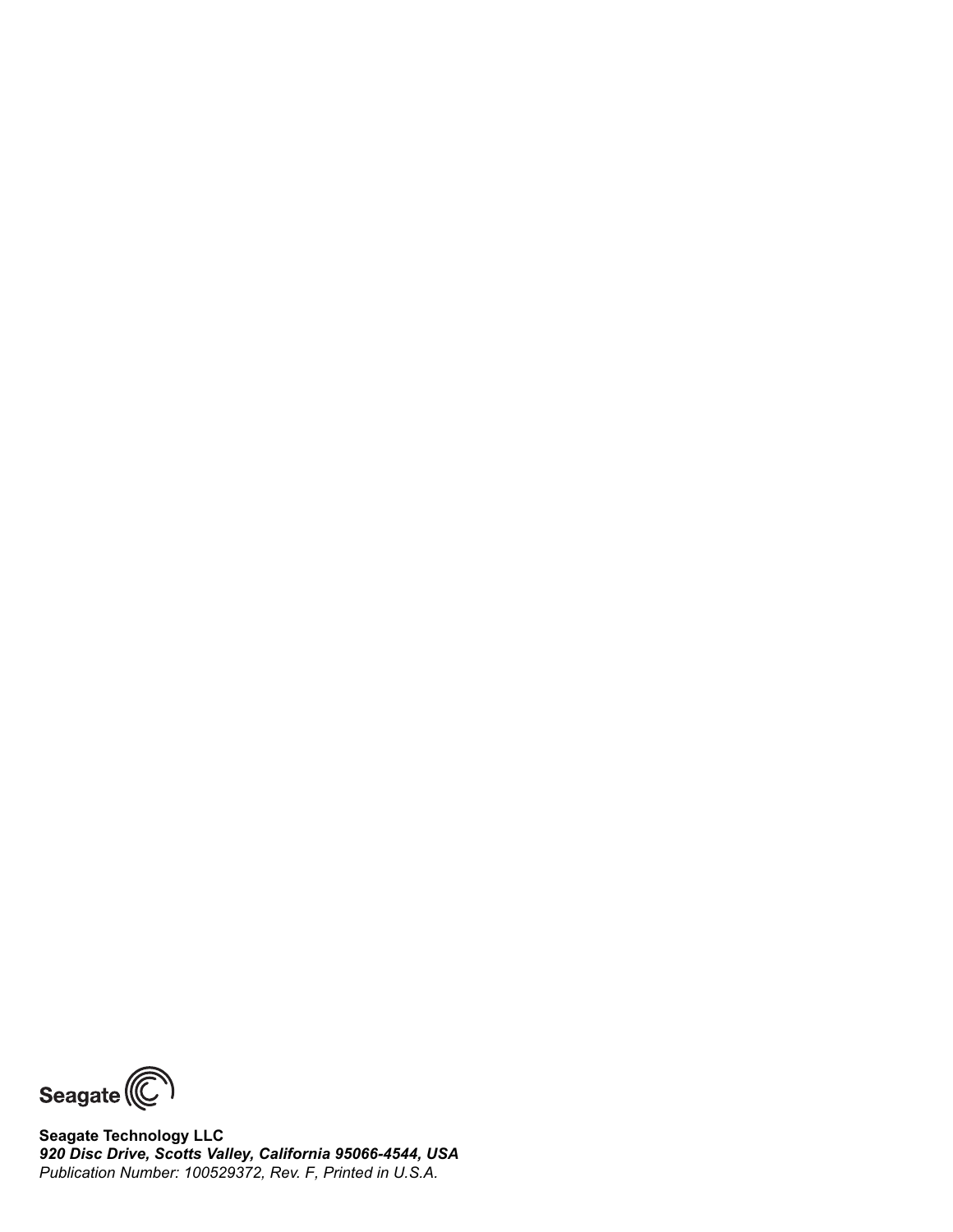Seagate

**Seagate Technology LLC**
***920 Disc Drive, Scotts Valley, California 95066-4544, USA***
*Publication Number: 100529372, Rev. F, Printed in U.S.A.*